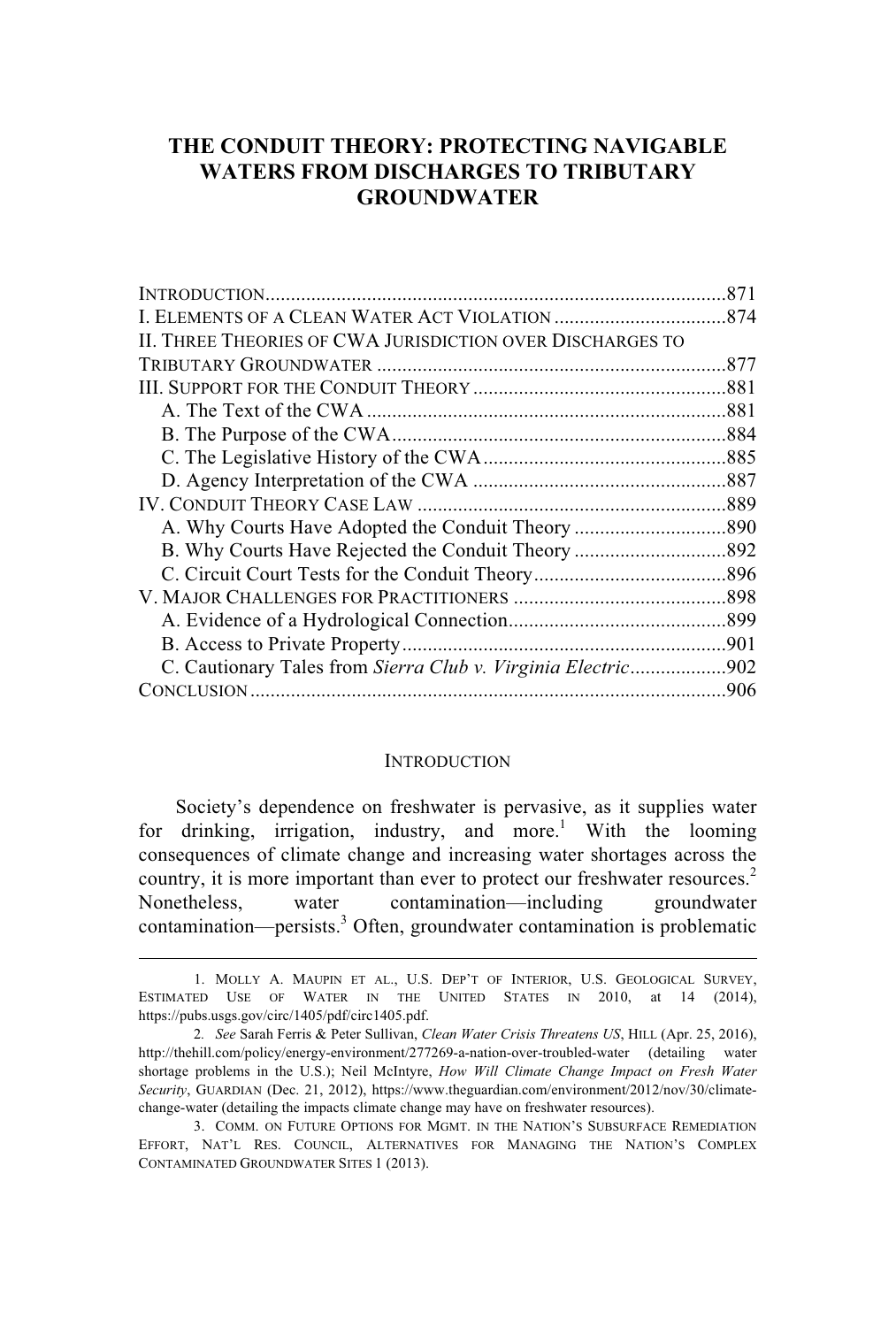# THE CONDUIT THEORY: PROTECTING NAVIGABLE WATERS FROM DISCHARGES TO TRIBUTARY GROUNDWATER

INTRODUCTION ..... 871
I. ELEMENTS OF A CLEAN WATER ACT VIOLATION ..... 874
II. THREE THEORIES OF CWA JURISDICTION OVER DISCHARGES TO TRIBUTARY GROUNDWATER ..... 877
III. SUPPORT FOR THE CONDUIT THEORY ..... 881
- A. The Text of the CWA ..... 881
- B. The Purpose of the CWA ..... 884
- C. The Legislative History of the CWA ..... 885
- D. Agency Interpretation of the CWA ..... 887

IV. CONDUIT THEORY CASE LAW ..... 889
- A. Why Courts Have Adopted the Conduit Theory ..... 890
- B. Why Courts Have Rejected the Conduit Theory ..... 892
- C. Circuit Court Tests for the Conduit Theory ..... 896

V. MAJOR CHALLENGES FOR PRACTITIONERS ..... 898
- A. Evidence of a Hydrological Connection ..... 899
- B. Access to Private Property ..... 901
- C. Cautionary Tales from *Sierra Club v. Virginia Electric* ..... 902

CONCLUSION ..... 906

## INTRODUCTION

Society's dependence on freshwater is pervasive, as it supplies water for drinking, irrigation, industry, and more.[1] With the looming consequences of climate change and increasing water shortages across the country, it is more important than ever to protect our freshwater resources.[2] Nonetheless, water contamination—including groundwater contamination—persists.[3] Often, groundwater contamination is problematic

---

1. MOLLY A. MAUPIN ET AL., U.S. DEP'T OF INTERIOR, U.S. GEOLOGICAL SURVEY, ESTIMATED USE OF WATER IN THE UNITED STATES IN 2010, at 14 (2014), https://pubs.usgs.gov/circ/1405/pdf/circ1405.pdf.

2. *See* Sarah Ferris & Peter Sullivan, *Clean Water Crisis Threatens US*, HILL (Apr. 25, 2016), http://thehill.com/policy/energy-environment/277269-a-nation-over-troubled-water (detailing water shortage problems in the U.S.); Neil McIntyre, *How Will Climate Change Impact on Fresh Water Security*, GUARDIAN (Dec. 21, 2012), https://www.theguardian.com/environment/2012/nov/30/climate-change-water (detailing the impacts climate change may have on freshwater resources).

3. COMM. ON FUTURE OPTIONS FOR MGMT. IN THE NATION'S SUBSURFACE REMEDIATION EFFORT, NAT'L RES. COUNCIL, ALTERNATIVES FOR MANAGING THE NATION'S COMPLEX CONTAMINATED GROUNDWATER SITES 1 (2013).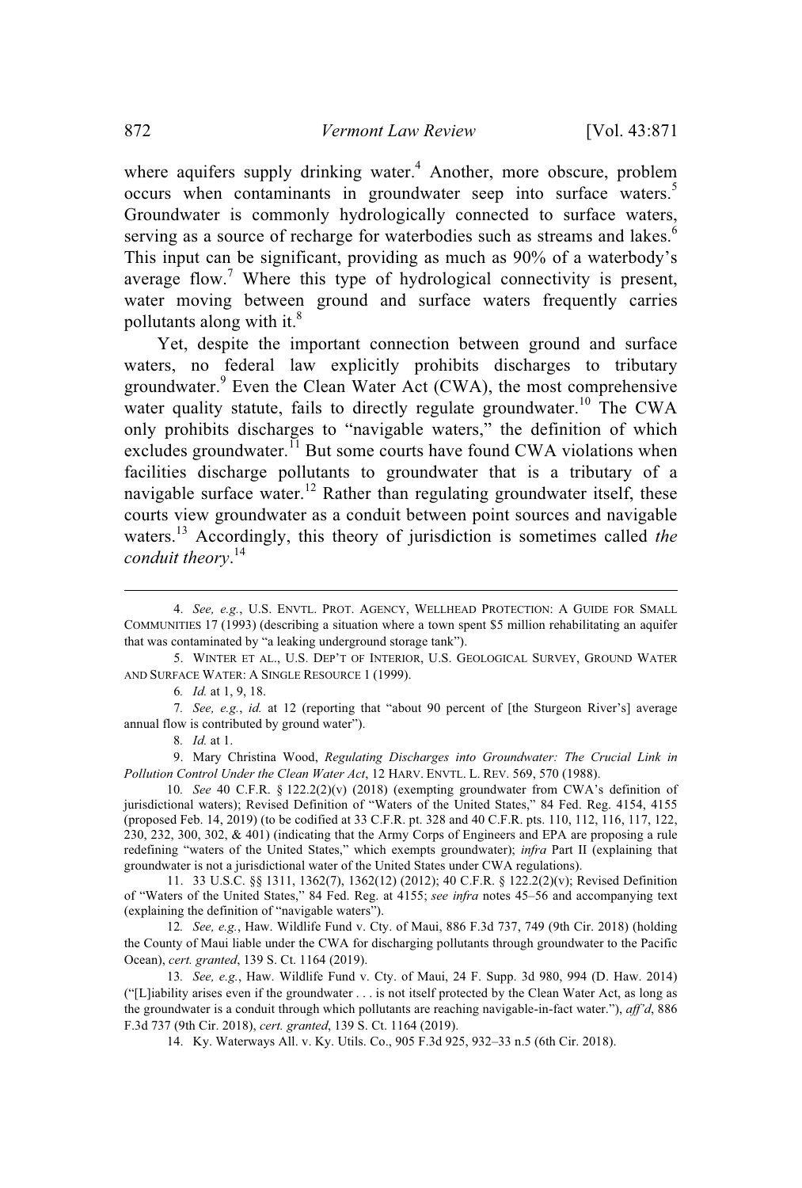where aquifers supply drinking water.[4] Another, more obscure, problem occurs when contaminants in groundwater seep into surface waters.[5] Groundwater is commonly hydrologically connected to surface waters, serving as a source of recharge for waterbodies such as streams and lakes.[6] This input can be significant, providing as much as 90% of a waterbody's average flow.[7] Where this type of hydrological connectivity is present, water moving between ground and surface waters frequently carries pollutants along with it.[8]

Yet, despite the important connection between ground and surface waters, no federal law explicitly prohibits discharges to tributary groundwater.[9] Even the Clean Water Act (CWA), the most comprehensive water quality statute, fails to directly regulate groundwater.[10] The CWA only prohibits discharges to "navigable waters," the definition of which excludes groundwater.[11] But some courts have found CWA violations when facilities discharge pollutants to groundwater that is a tributary of a navigable surface water.[12] Rather than regulating groundwater itself, these courts view groundwater as a conduit between point sources and navigable waters.[13] Accordingly, this theory of jurisdiction is sometimes called *the conduit theory*.[14]

---

4. *See, e.g.*, U.S. ENVTL. PROT. AGENCY, WELLHEAD PROTECTION: A GUIDE FOR SMALL COMMUNITIES 17 (1993) (describing a situation where a town spent $5 million rehabilitating an aquifer that was contaminated by "a leaking underground storage tank").

5. WINTER ET AL., U.S. DEP'T OF INTERIOR, U.S. GEOLOGICAL SURVEY, GROUND WATER AND SURFACE WATER: A SINGLE RESOURCE 1 (1999).

6. *Id.* at 1, 9, 18.

7. *See, e.g.*, *id.* at 12 (reporting that "about 90 percent of [the Sturgeon River's] average annual flow is contributed by ground water").

8. *Id.* at 1.

9. Mary Christina Wood, *Regulating Discharges into Groundwater: The Crucial Link in Pollution Control Under the Clean Water Act*, 12 HARV. ENVTL. L. REV. 569, 570 (1988).

10. *See* 40 C.F.R. § 122.2(2)(v) (2018) (exempting groundwater from CWA's definition of jurisdictional waters); Revised Definition of "Waters of the United States," 84 Fed. Reg. 4154, 4155 (proposed Feb. 14, 2019) (to be codified at 33 C.F.R. pt. 328 and 40 C.F.R. pts. 110, 112, 116, 117, 122, 230, 232, 300, 302, & 401) (indicating that the Army Corps of Engineers and EPA are proposing a rule redefining "waters of the United States," which exempts groundwater); *infra* Part II (explaining that groundwater is not a jurisdictional water of the United States under CWA regulations).

11. 33 U.S.C. §§ 1311, 1362(7), 1362(12) (2012); 40 C.F.R. § 122.2(2)(v); Revised Definition of "Waters of the United States," 84 Fed. Reg. at 4155; *see infra* notes 45–56 and accompanying text (explaining the definition of "navigable waters").

12. *See, e.g.*, Haw. Wildlife Fund v. Cty. of Maui, 886 F.3d 737, 749 (9th Cir. 2018) (holding the County of Maui liable under the CWA for discharging pollutants through groundwater to the Pacific Ocean), *cert. granted*, 139 S. Ct. 1164 (2019).

13. *See, e.g.*, Haw. Wildlife Fund v. Cty. of Maui, 24 F. Supp. 3d 980, 994 (D. Haw. 2014) ("[L]iability arises even if the groundwater . . . is not itself protected by the Clean Water Act, as long as the groundwater is a conduit through which pollutants are reaching navigable-in-fact water."), *aff'd*, 886 F.3d 737 (9th Cir. 2018), *cert. granted*, 139 S. Ct. 1164 (2019).

14. Ky. Waterways All. v. Ky. Utils. Co., 905 F.3d 925, 932–33 n.5 (6th Cir. 2018).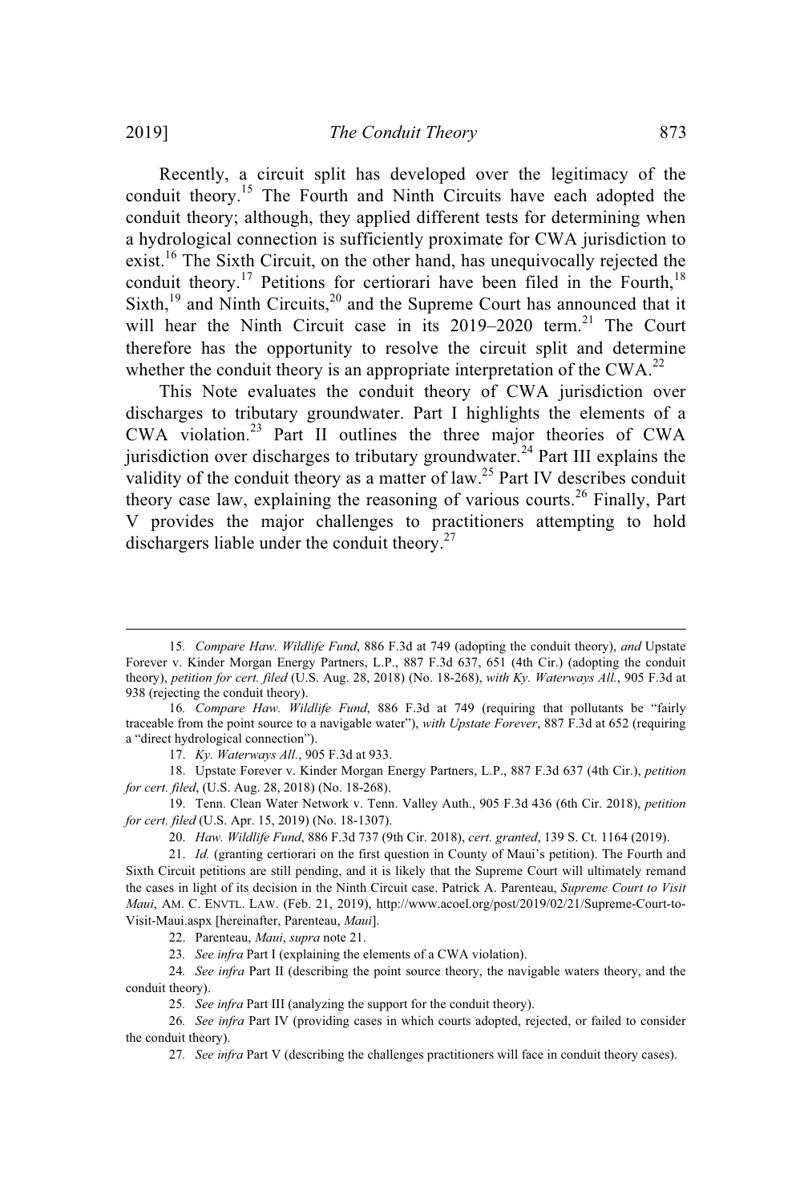Recently, a circuit split has developed over the legitimacy of the conduit theory.[15] The Fourth and Ninth Circuits have each adopted the conduit theory; although, they applied different tests for determining when a hydrological connection is sufficiently proximate for CWA jurisdiction to exist.[16] The Sixth Circuit, on the other hand, has unequivocally rejected the conduit theory.[17] Petitions for certiorari have been filed in the Fourth,[18] Sixth,[19] and Ninth Circuits,[20] and the Supreme Court has announced that it will hear the Ninth Circuit case in its 2019–2020 term.[21] The Court therefore has the opportunity to resolve the circuit split and determine whether the conduit theory is an appropriate interpretation of the CWA.[22]

This Note evaluates the conduit theory of CWA jurisdiction over discharges to tributary groundwater. Part I highlights the elements of a CWA violation.[23] Part II outlines the three major theories of CWA jurisdiction over discharges to tributary groundwater.[24] Part III explains the validity of the conduit theory as a matter of law.[25] Part IV describes conduit theory case law, explaining the reasoning of various courts.[26] Finally, Part V provides the major challenges to practitioners attempting to hold dischargers liable under the conduit theory.[27]

---

15. *Compare Haw. Wildlife Fund*, 886 F.3d at 749 (adopting the conduit theory), *and* Upstate Forever v. Kinder Morgan Energy Partners, L.P., 887 F.3d 637, 651 (4th Cir.) (adopting the conduit theory), *petition for cert. filed* (U.S. Aug. 28, 2018) (No. 18-268), *with Ky. Waterways All.*, 905 F.3d at 938 (rejecting the conduit theory).

16. *Compare Haw. Wildlife Fund*, 886 F.3d at 749 (requiring that pollutants be "fairly traceable from the point source to a navigable water"), *with Upstate Forever*, 887 F.3d at 652 (requiring a "direct hydrological connection").

17. *Ky. Waterways All.*, 905 F.3d at 933.

18. Upstate Forever v. Kinder Morgan Energy Partners, L.P., 887 F.3d 637 (4th Cir.), *petition for cert. filed*, (U.S. Aug. 28, 2018) (No. 18-268).

19. Tenn. Clean Water Network v. Tenn. Valley Auth., 905 F.3d 436 (6th Cir. 2018), *petition for cert. filed* (U.S. Apr. 15, 2019) (No. 18-1307).

20. *Haw. Wildlife Fund*, 886 F.3d 737 (9th Cir. 2018), *cert. granted*, 139 S. Ct. 1164 (2019).

21. *Id.* (granting certiorari on the first question in County of Maui's petition). The Fourth and Sixth Circuit petitions are still pending, and it is likely that the Supreme Court will ultimately remand the cases in light of its decision in the Ninth Circuit case. Patrick A. Parenteau, *Supreme Court to Visit Maui*, AM. C. ENVTL. LAW. (Feb. 21, 2019), http://www.acoel.org/post/2019/02/21/Supreme-Court-to-Visit-Maui.aspx [hereinafter, Parenteau, *Maui*].

22. Parenteau, *Maui*, *supra* note 21.

23. *See infra* Part I (explaining the elements of a CWA violation).

24. *See infra* Part II (describing the point source theory, the navigable waters theory, and the conduit theory).

25. *See infra* Part III (analyzing the support for the conduit theory).

26. *See infra* Part IV (providing cases in which courts adopted, rejected, or failed to consider the conduit theory).

27. *See infra* Part V (describing the challenges practitioners will face in conduit theory cases).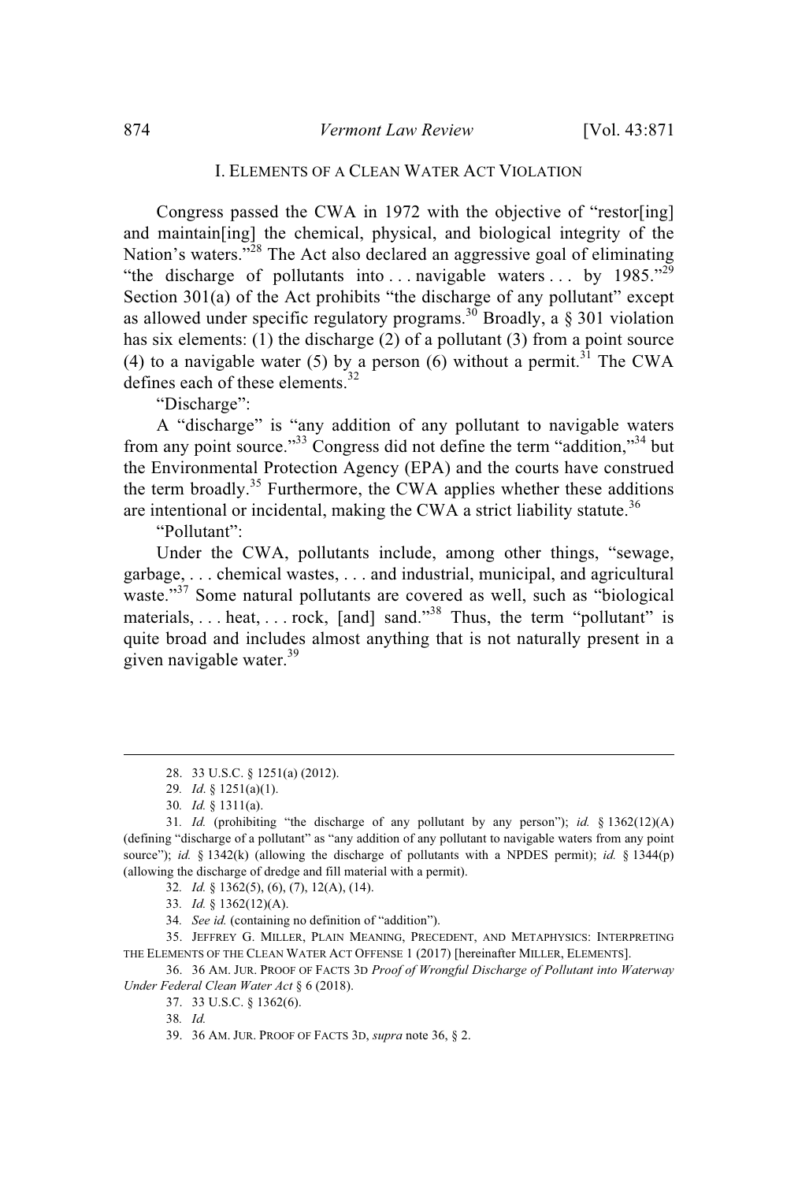## I. ELEMENTS OF A CLEAN WATER ACT VIOLATION

Congress passed the CWA in 1972 with the objective of "restor[ing] and maintain[ing] the chemical, physical, and biological integrity of the Nation's waters."[28] The Act also declared an aggressive goal of eliminating "the discharge of pollutants into . . . navigable waters . . . by 1985."[29] Section 301(a) of the Act prohibits "the discharge of any pollutant" except as allowed under specific regulatory programs.[30] Broadly, a § 301 violation has six elements: (1) the discharge (2) of a pollutant (3) from a point source (4) to a navigable water (5) by a person (6) without a permit.[31] The CWA defines each of these elements.[32]

"Discharge":

A "discharge" is "any addition of any pollutant to navigable waters from any point source."[33] Congress did not define the term "addition,"[34] but the Environmental Protection Agency (EPA) and the courts have construed the term broadly.[35] Furthermore, the CWA applies whether these additions are intentional or incidental, making the CWA a strict liability statute.[36]

"Pollutant":

Under the CWA, pollutants include, among other things, "sewage, garbage, . . . chemical wastes, . . . and industrial, municipal, and agricultural waste."[37] Some natural pollutants are covered as well, such as "biological materials, . . . heat, . . . rock, [and] sand."[38] Thus, the term "pollutant" is quite broad and includes almost anything that is not naturally present in a given navigable water.[39]

---

28. 33 U.S.C. § 1251(a) (2012).

29. *Id.* § 1251(a)(1).

30. *Id.* § 1311(a).

31. *Id.* (prohibiting "the discharge of any pollutant by any person"); *id.* § 1362(12)(A) (defining "discharge of a pollutant" as "any addition of any pollutant to navigable waters from any point source"); *id.* § 1342(k) (allowing the discharge of pollutants with a NPDES permit); *id.* § 1344(p) (allowing the discharge of dredge and fill material with a permit).

32. *Id.* § 1362(5), (6), (7), 12(A), (14).

33. *Id.* § 1362(12)(A).

34. *See id.* (containing no definition of "addition").

35. JEFFREY G. MILLER, PLAIN MEANING, PRECEDENT, AND METAPHYSICS: INTERPRETING THE ELEMENTS OF THE CLEAN WATER ACT OFFENSE 1 (2017) [hereinafter MILLER, ELEMENTS].

36. 36 AM. JUR. PROOF OF FACTS 3D *Proof of Wrongful Discharge of Pollutant into Waterway Under Federal Clean Water Act* § 6 (2018).

37. 33 U.S.C. § 1362(6).

38. *Id.*

39. 36 AM. JUR. PROOF OF FACTS 3D, *supra* note 36, § 2.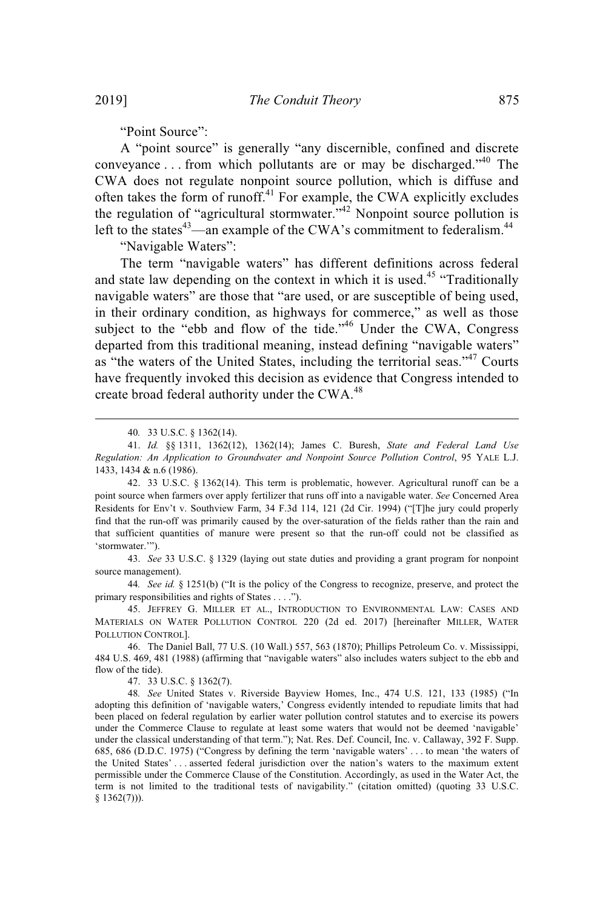"Point Source":

A "point source" is generally "any discernible, confined and discrete conveyance . . . from which pollutants are or may be discharged."[40] The CWA does not regulate nonpoint source pollution, which is diffuse and often takes the form of runoff.[41] For example, the CWA explicitly excludes the regulation of "agricultural stormwater."[42] Nonpoint source pollution is left to the states[43]—an example of the CWA's commitment to federalism.[44]

"Navigable Waters":

The term "navigable waters" has different definitions across federal and state law depending on the context in which it is used.[45] "Traditionally navigable waters" are those that "are used, or are susceptible of being used, in their ordinary condition, as highways for commerce," as well as those subject to the "ebb and flow of the tide."[46] Under the CWA, Congress departed from this traditional meaning, instead defining "navigable waters" as "the waters of the United States, including the territorial seas."[47] Courts have frequently invoked this decision as evidence that Congress intended to create broad federal authority under the CWA.[48]

---

40. 33 U.S.C. § 1362(14).

41. *Id.* §§ 1311, 1362(12), 1362(14); James C. Buresh, *State and Federal Land Use Regulation: An Application to Groundwater and Nonpoint Source Pollution Control*, 95 YALE L.J. 1433, 1434 & n.6 (1986).

42. 33 U.S.C. § 1362(14). This term is problematic, however. Agricultural runoff can be a point source when farmers over apply fertilizer that runs off into a navigable water. *See* Concerned Area Residents for Env't v. Southview Farm, 34 F.3d 114, 121 (2d Cir. 1994) ("[T]he jury could properly find that the run-off was primarily caused by the over-saturation of the fields rather than the rain and that sufficient quantities of manure were present so that the run-off could not be classified as 'stormwater.'").

43. *See* 33 U.S.C. § 1329 (laying out state duties and providing a grant program for nonpoint source management).

44. *See id.* § 1251(b) ("It is the policy of the Congress to recognize, preserve, and protect the primary responsibilities and rights of States . . . .").

45. JEFFREY G. MILLER ET AL., INTRODUCTION TO ENVIRONMENTAL LAW: CASES AND MATERIALS ON WATER POLLUTION CONTROL 220 (2d ed. 2017) [hereinafter MILLER, WATER POLLUTION CONTROL].

46. The Daniel Ball, 77 U.S. (10 Wall.) 557, 563 (1870); Phillips Petroleum Co. v. Mississippi, 484 U.S. 469, 481 (1988) (affirming that "navigable waters" also includes waters subject to the ebb and flow of the tide).

47. 33 U.S.C. § 1362(7).

48. *See* United States v. Riverside Bayview Homes, Inc., 474 U.S. 121, 133 (1985) ("In adopting this definition of 'navigable waters,' Congress evidently intended to repudiate limits that had been placed on federal regulation by earlier water pollution control statutes and to exercise its powers under the Commerce Clause to regulate at least some waters that would not be deemed 'navigable' under the classical understanding of that term."); Nat. Res. Def. Council, Inc. v. Callaway, 392 F. Supp. 685, 686 (D.D.C. 1975) ("Congress by defining the term 'navigable waters' . . . to mean 'the waters of the United States' . . . asserted federal jurisdiction over the nation's waters to the maximum extent permissible under the Commerce Clause of the Constitution. Accordingly, as used in the Water Act, the term is not limited to the traditional tests of navigability." (citation omitted) (quoting 33 U.S.C. § 1362(7))).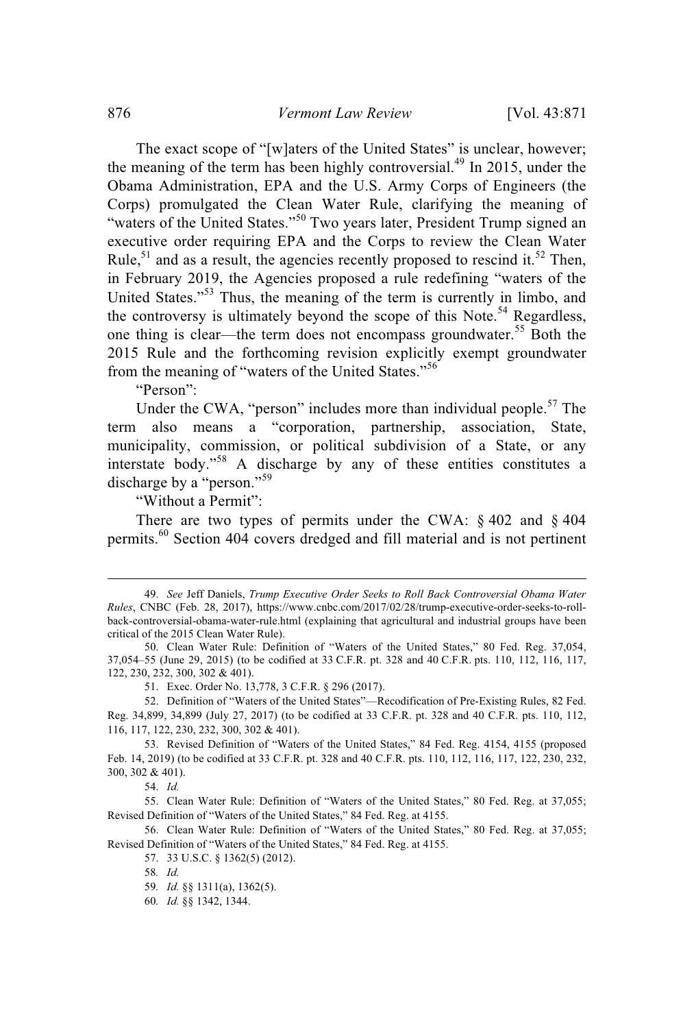The exact scope of "[w]aters of the United States" is unclear, however; the meaning of the term has been highly controversial.[49] In 2015, under the Obama Administration, EPA and the U.S. Army Corps of Engineers (the Corps) promulgated the Clean Water Rule, clarifying the meaning of "waters of the United States."[50] Two years later, President Trump signed an executive order requiring EPA and the Corps to review the Clean Water Rule,[51] and as a result, the agencies recently proposed to rescind it.[52] Then, in February 2019, the Agencies proposed a rule redefining "waters of the United States."[53] Thus, the meaning of the term is currently in limbo, and the controversy is ultimately beyond the scope of this Note.[54] Regardless, one thing is clear—the term does not encompass groundwater.[55] Both the 2015 Rule and the forthcoming revision explicitly exempt groundwater from the meaning of "waters of the United States."[56]

"Person":

Under the CWA, "person" includes more than individual people.[57] The term also means a "corporation, partnership, association, State, municipality, commission, or political subdivision of a State, or any interstate body."[58] A discharge by any of these entities constitutes a discharge by a "person."[59]

"Without a Permit":

There are two types of permits under the CWA: § 402 and § 404 permits.[60] Section 404 covers dredged and fill material and is not pertinent

---

49. *See* Jeff Daniels, *Trump Executive Order Seeks to Roll Back Controversial Obama Water Rules*, CNBC (Feb. 28, 2017), https://www.cnbc.com/2017/02/28/trump-executive-order-seeks-to-roll-back-controversial-obama-water-rule.html (explaining that agricultural and industrial groups have been critical of the 2015 Clean Water Rule).

50. Clean Water Rule: Definition of "Waters of the United States," 80 Fed. Reg. 37,054, 37,054–55 (June 29, 2015) (to be codified at 33 C.F.R. pt. 328 and 40 C.F.R. pts. 110, 112, 116, 117, 122, 230, 232, 300, 302 & 401).

51. Exec. Order No. 13,778, 3 C.F.R. § 296 (2017).

52. Definition of "Waters of the United States"—Recodification of Pre-Existing Rules, 82 Fed. Reg. 34,899, 34,899 (July 27, 2017) (to be codified at 33 C.F.R. pt. 328 and 40 C.F.R. pts. 110, 112, 116, 117, 122, 230, 232, 300, 302 & 401).

53. Revised Definition of "Waters of the United States," 84 Fed. Reg. 4154, 4155 (proposed Feb. 14, 2019) (to be codified at 33 C.F.R. pt. 328 and 40 C.F.R. pts. 110, 112, 116, 117, 122, 230, 232, 300, 302 & 401).

54. *Id.*

55. Clean Water Rule: Definition of "Waters of the United States," 80 Fed. Reg. at 37,055; Revised Definition of "Waters of the United States," 84 Fed. Reg. at 4155.

56. Clean Water Rule: Definition of "Waters of the United States," 80 Fed. Reg. at 37,055; Revised Definition of "Waters of the United States," 84 Fed. Reg. at 4155.

57. 33 U.S.C. § 1362(5) (2012).

58. *Id.*

59. *Id.* §§ 1311(a), 1362(5).

60. *Id.* §§ 1342, 1344.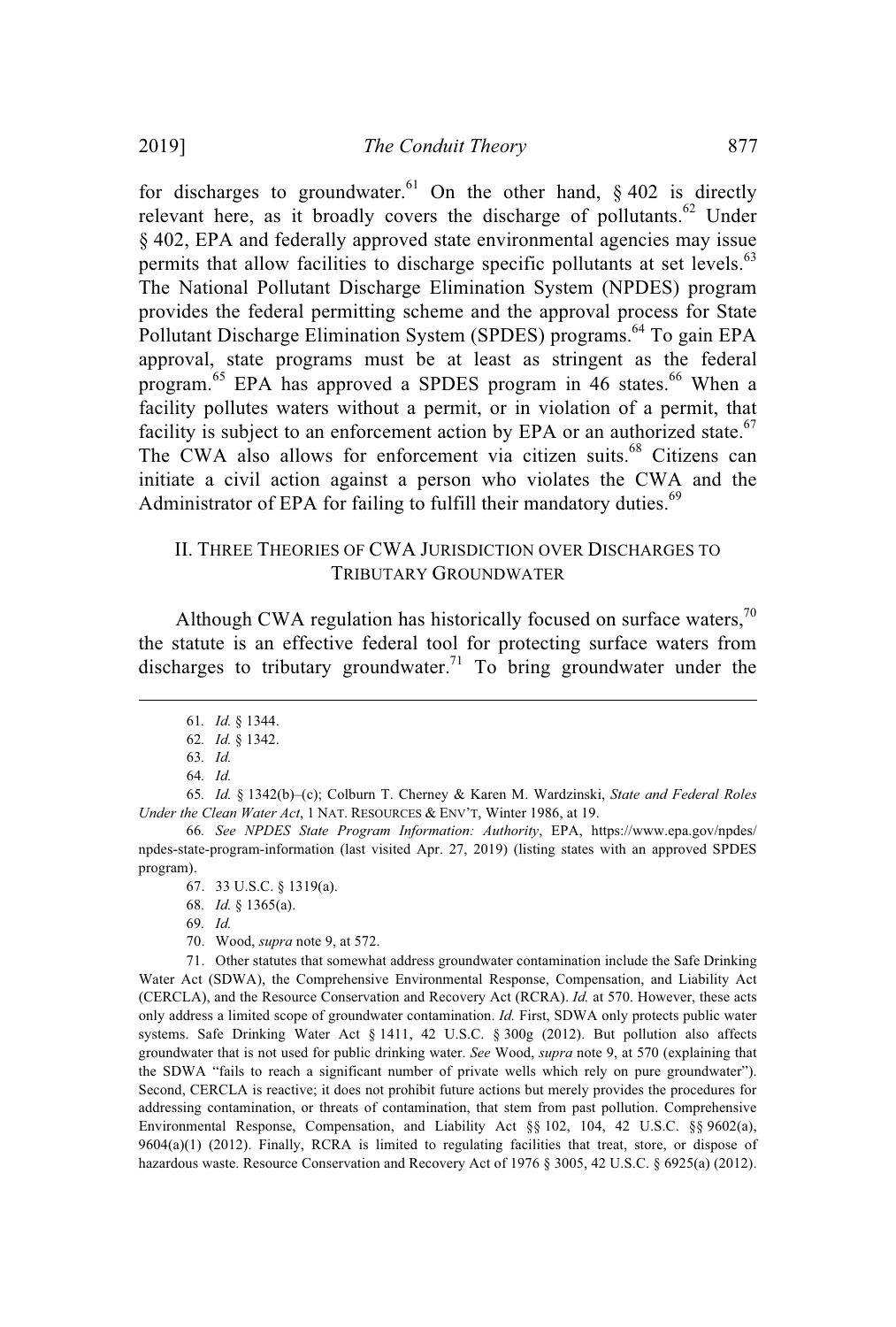for discharges to groundwater.[61] On the other hand, § 402 is directly relevant here, as it broadly covers the discharge of pollutants.[62] Under § 402, EPA and federally approved state environmental agencies may issue permits that allow facilities to discharge specific pollutants at set levels.[63] The National Pollutant Discharge Elimination System (NPDES) program provides the federal permitting scheme and the approval process for State Pollutant Discharge Elimination System (SPDES) programs.[64] To gain EPA approval, state programs must be at least as stringent as the federal program.[65] EPA has approved a SPDES program in 46 states.[66] When a facility pollutes waters without a permit, or in violation of a permit, that facility is subject to an enforcement action by EPA or an authorized state.[67] The CWA also allows for enforcement via citizen suits.[68] Citizens can initiate a civil action against a person who violates the CWA and the Administrator of EPA for failing to fulfill their mandatory duties.[69]

## II. THREE THEORIES OF CWA JURISDICTION OVER DISCHARGES TO TRIBUTARY GROUNDWATER

Although CWA regulation has historically focused on surface waters,[70] the statute is an effective federal tool for protecting surface waters from discharges to tributary groundwater.[71] To bring groundwater under the

---

61. *Id.* § 1344.

62. *Id.* § 1342.

63. *Id.*

64. *Id.*

65. *Id.* § 1342(b)–(c); Colburn T. Cherney & Karen M. Wardzinski, *State and Federal Roles Under the Clean Water Act*, 1 NAT. RESOURCES & ENV'T, Winter 1986, at 19.

66. *See NPDES State Program Information: Authority*, EPA, https://www.epa.gov/npdes/npdes-state-program-information (last visited Apr. 27, 2019) (listing states with an approved SPDES program).

67. 33 U.S.C. § 1319(a).

68. *Id.* § 1365(a).

69. *Id.*

70. Wood, *supra* note 9, at 572.

71. Other statutes that somewhat address groundwater contamination include the Safe Drinking Water Act (SDWA), the Comprehensive Environmental Response, Compensation, and Liability Act (CERCLA), and the Resource Conservation and Recovery Act (RCRA). *Id.* at 570. However, these acts only address a limited scope of groundwater contamination. *Id.* First, SDWA only protects public water systems. Safe Drinking Water Act § 1411, 42 U.S.C. § 300g (2012). But pollution also affects groundwater that is not used for public drinking water. *See* Wood, *supra* note 9, at 570 (explaining that the SDWA "fails to reach a significant number of private wells which rely on pure groundwater"). Second, CERCLA is reactive; it does not prohibit future actions but merely provides the procedures for addressing contamination, or threats of contamination, that stem from past pollution. Comprehensive Environmental Response, Compensation, and Liability Act §§ 102, 104, 42 U.S.C. §§ 9602(a), 9604(a)(1) (2012). Finally, RCRA is limited to regulating facilities that treat, store, or dispose of hazardous waste. Resource Conservation and Recovery Act of 1976 § 3005, 42 U.S.C. § 6925(a) (2012).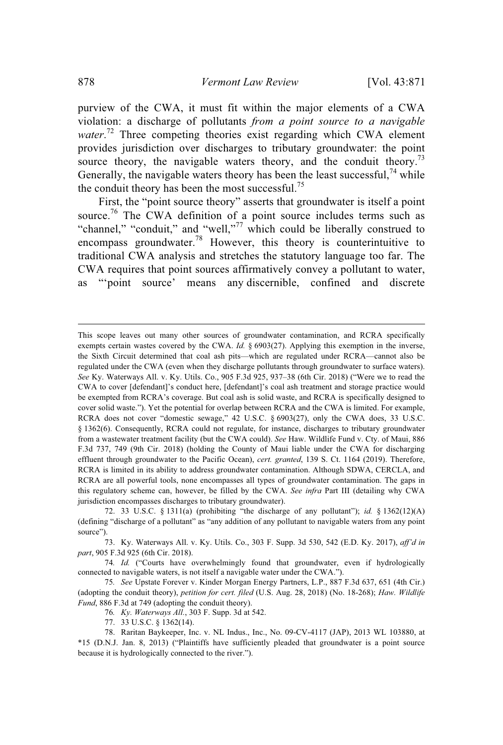purview of the CWA, it must fit within the major elements of a CWA violation: a discharge of pollutants *from a point source to a navigable water*.[72] Three competing theories exist regarding which CWA element provides jurisdiction over discharges to tributary groundwater: the point source theory, the navigable waters theory, and the conduit theory.[73] Generally, the navigable waters theory has been the least successful,[74] while the conduit theory has been the most successful.[75]

First, the "point source theory" asserts that groundwater is itself a point source.[76] The CWA definition of a point source includes terms such as "channel," "conduit," and "well,"[77] which could be liberally construed to encompass groundwater.[78] However, this theory is counterintuitive to traditional CWA analysis and stretches the statutory language too far. The CWA requires that point sources affirmatively convey a pollutant to water, as "'point source' means any discernible, confined and discrete

---

This scope leaves out many other sources of groundwater contamination, and RCRA specifically exempts certain wastes covered by the CWA. *Id.* § 6903(27). Applying this exemption in the inverse, the Sixth Circuit determined that coal ash pits—which are regulated under RCRA—cannot also be regulated under the CWA (even when they discharge pollutants through groundwater to surface waters). *See* Ky. Waterways All. v. Ky. Utils. Co., 905 F.3d 925, 937–38 (6th Cir. 2018) ("Were we to read the CWA to cover [defendant]'s conduct here, [defendant]'s coal ash treatment and storage practice would be exempted from RCRA's coverage. But coal ash is solid waste, and RCRA is specifically designed to cover solid waste."). Yet the potential for overlap between RCRA and the CWA is limited. For example, RCRA does not cover "domestic sewage," 42 U.S.C. § 6903(27), only the CWA does, 33 U.S.C. § 1362(6). Consequently, RCRA could not regulate, for instance, discharges to tributary groundwater from a wastewater treatment facility (but the CWA could). *See* Haw. Wildlife Fund v. Cty. of Maui, 886 F.3d 737, 749 (9th Cir. 2018) (holding the County of Maui liable under the CWA for discharging effluent through groundwater to the Pacific Ocean), *cert. granted*, 139 S. Ct. 1164 (2019). Therefore, RCRA is limited in its ability to address groundwater contamination. Although SDWA, CERCLA, and RCRA are all powerful tools, none encompasses all types of groundwater contamination. The gaps in this regulatory scheme can, however, be filled by the CWA. *See infra* Part III (detailing why CWA jurisdiction encompasses discharges to tributary groundwater).

72. 33 U.S.C. § 1311(a) (prohibiting "the discharge of any pollutant"); *id.* § 1362(12)(A) (defining "discharge of a pollutant" as "any addition of any pollutant to navigable waters from any point source").

73. Ky. Waterways All. v. Ky. Utils. Co., 303 F. Supp. 3d 530, 542 (E.D. Ky. 2017), *aff'd in part*, 905 F.3d 925 (6th Cir. 2018).

74. *Id.* ("Courts have overwhelmingly found that groundwater, even if hydrologically connected to navigable waters, is not itself a navigable water under the CWA.").

75. *See* Upstate Forever v. Kinder Morgan Energy Partners, L.P., 887 F.3d 637, 651 (4th Cir.) (adopting the conduit theory), *petition for cert. filed* (U.S. Aug. 28, 2018) (No. 18-268); *Haw. Wildlife Fund*, 886 F.3d at 749 (adopting the conduit theory).

76. *Ky. Waterways All.*, 303 F. Supp. 3d at 542.

77. 33 U.S.C. § 1362(14).

78. Raritan Baykeeper, Inc. v. NL Indus., Inc., No. 09-CV-4117 (JAP), 2013 WL 103880, at *15 (D.N.J. Jan. 8, 2013) ("Plaintiffs have sufficiently pleaded that groundwater is a point source because it is hydrologically connected to the river.").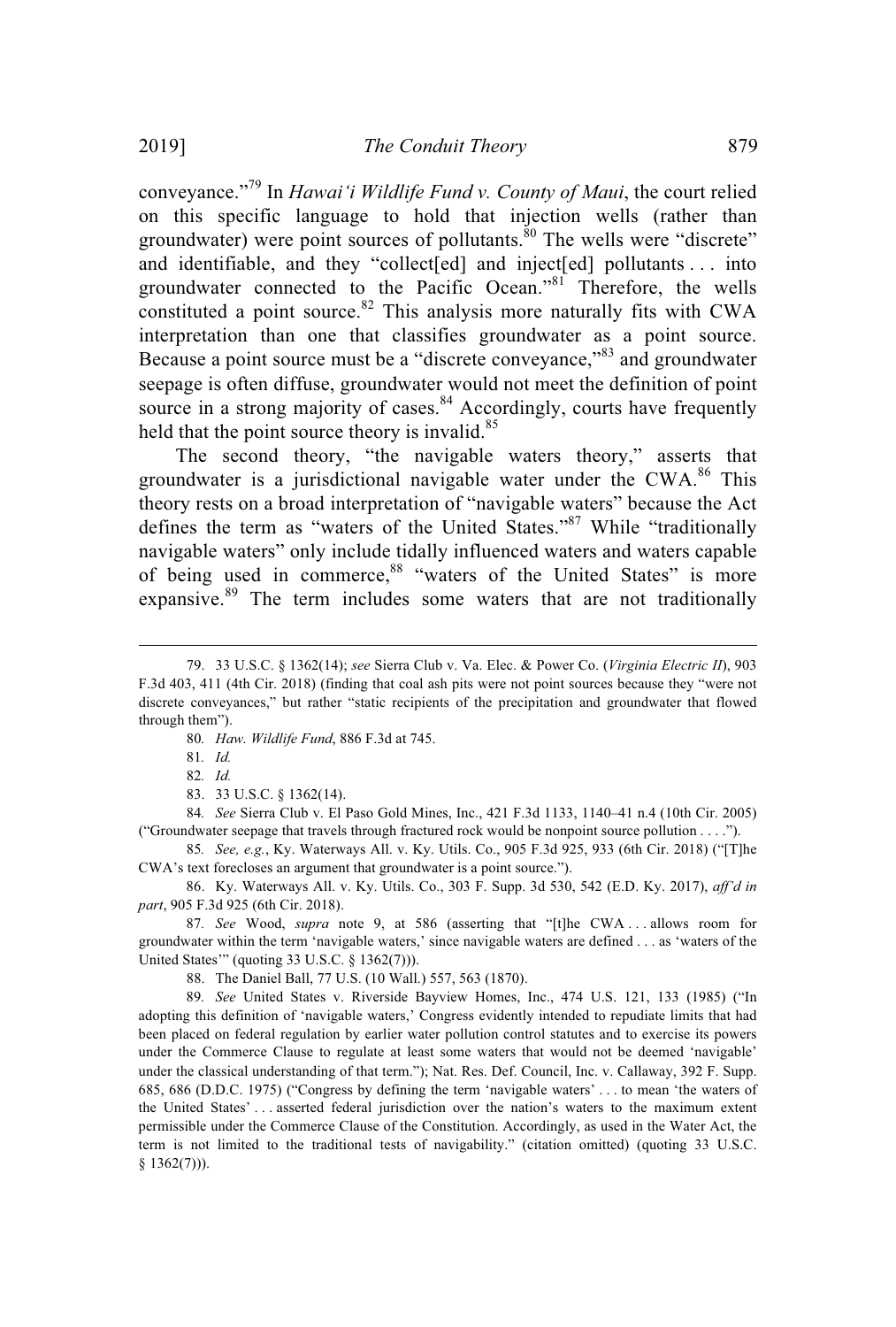conveyance."[79] In *Hawai'i Wildlife Fund v. County of Maui*, the court relied on this specific language to hold that injection wells (rather than groundwater) were point sources of pollutants.[80] The wells were "discrete" and identifiable, and they "collect[ed] and inject[ed] pollutants . . . into groundwater connected to the Pacific Ocean."[81] Therefore, the wells constituted a point source.[82] This analysis more naturally fits with CWA interpretation than one that classifies groundwater as a point source. Because a point source must be a "discrete conveyance,"[83] and groundwater seepage is often diffuse, groundwater would not meet the definition of point source in a strong majority of cases.[84] Accordingly, courts have frequently held that the point source theory is invalid.[85]

The second theory, "the navigable waters theory," asserts that groundwater is a jurisdictional navigable water under the CWA.[86] This theory rests on a broad interpretation of "navigable waters" because the Act defines the term as "waters of the United States."[87] While "traditionally navigable waters" only include tidally influenced waters and waters capable of being used in commerce,[88] "waters of the United States" is more expansive.[89] The term includes some waters that are not traditionally

---

79. 33 U.S.C. § 1362(14); *see* Sierra Club v. Va. Elec. & Power Co. (*Virginia Electric II*), 903 F.3d 403, 411 (4th Cir. 2018) (finding that coal ash pits were not point sources because they "were not discrete conveyances," but rather "static recipients of the precipitation and groundwater that flowed through them").

80. *Haw. Wildlife Fund*, 886 F.3d at 745.

81. *Id.*

82. *Id.*

83. 33 U.S.C. § 1362(14).

84. *See* Sierra Club v. El Paso Gold Mines, Inc., 421 F.3d 1133, 1140–41 n.4 (10th Cir. 2005) ("Groundwater seepage that travels through fractured rock would be nonpoint source pollution . . . .").

85. *See, e.g.*, Ky. Waterways All. v. Ky. Utils. Co., 905 F.3d 925, 933 (6th Cir. 2018) ("[T]he CWA's text forecloses an argument that groundwater is a point source.").

86. Ky. Waterways All. v. Ky. Utils. Co., 303 F. Supp. 3d 530, 542 (E.D. Ky. 2017), *aff'd in part*, 905 F.3d 925 (6th Cir. 2018).

87. *See* Wood, *supra* note 9, at 586 (asserting that "[t]he CWA . . . allows room for groundwater within the term 'navigable waters,' since navigable waters are defined . . . as 'waters of the United States'" (quoting 33 U.S.C. § 1362(7))).

88. The Daniel Ball, 77 U.S. (10 Wall.) 557, 563 (1870).

89. *See* United States v. Riverside Bayview Homes, Inc., 474 U.S. 121, 133 (1985) ("In adopting this definition of 'navigable waters,' Congress evidently intended to repudiate limits that had been placed on federal regulation by earlier water pollution control statutes and to exercise its powers under the Commerce Clause to regulate at least some waters that would not be deemed 'navigable' under the classical understanding of that term."); Nat. Res. Def. Council, Inc. v. Callaway, 392 F. Supp. 685, 686 (D.D.C. 1975) ("Congress by defining the term 'navigable waters' . . . to mean 'the waters of the United States' . . . asserted federal jurisdiction over the nation's waters to the maximum extent permissible under the Commerce Clause of the Constitution. Accordingly, as used in the Water Act, the term is not limited to the traditional tests of navigability." (citation omitted) (quoting 33 U.S.C. § 1362(7))).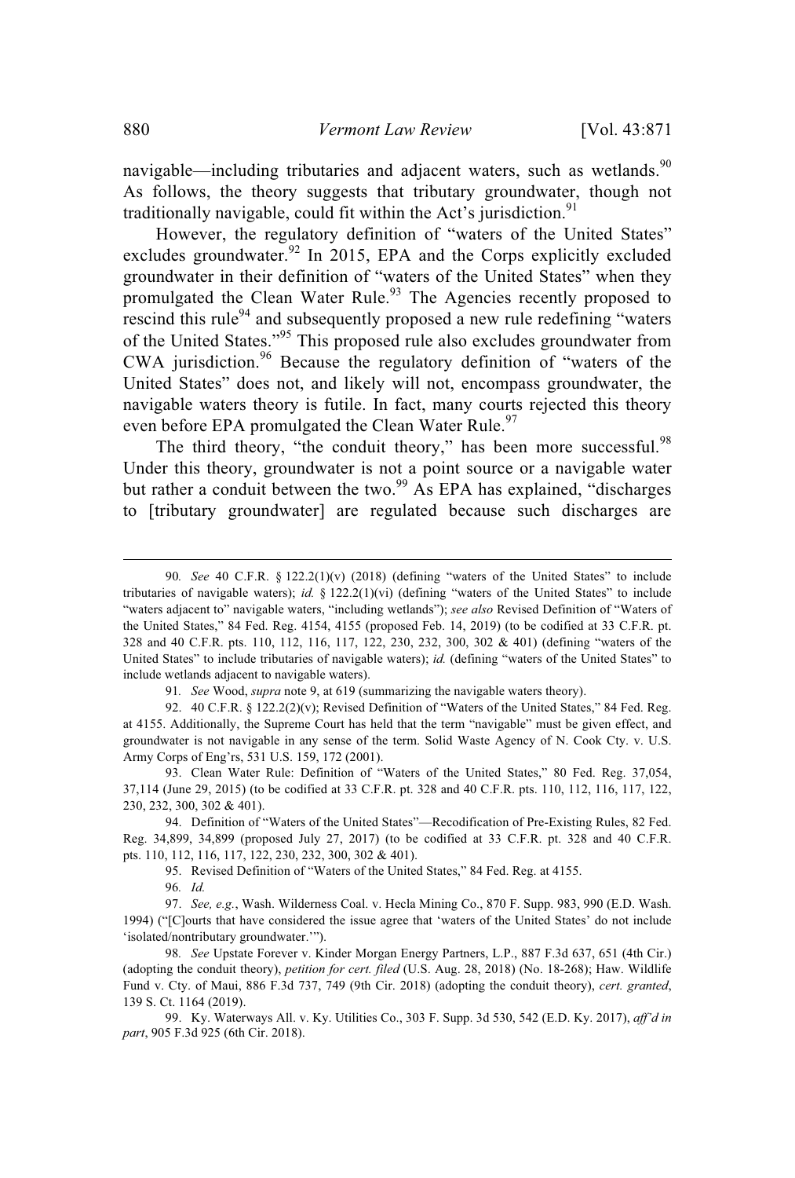navigable—including tributaries and adjacent waters, such as wetlands.[90] As follows, the theory suggests that tributary groundwater, though not traditionally navigable, could fit within the Act's jurisdiction.[91]

However, the regulatory definition of "waters of the United States" excludes groundwater.[92] In 2015, EPA and the Corps explicitly excluded groundwater in their definition of "waters of the United States" when they promulgated the Clean Water Rule.[93] The Agencies recently proposed to rescind this rule[94] and subsequently proposed a new rule redefining "waters of the United States."[95] This proposed rule also excludes groundwater from CWA jurisdiction.[96] Because the regulatory definition of "waters of the United States" does not, and likely will not, encompass groundwater, the navigable waters theory is futile. In fact, many courts rejected this theory even before EPA promulgated the Clean Water Rule.[97]

The third theory, "the conduit theory," has been more successful.[98] Under this theory, groundwater is not a point source or a navigable water but rather a conduit between the two.[99] As EPA has explained, "discharges to [tributary groundwater] are regulated because such discharges are

---

90. *See* 40 C.F.R. § 122.2(1)(v) (2018) (defining "waters of the United States" to include tributaries of navigable waters); *id.* § 122.2(1)(vi) (defining "waters of the United States" to include "waters adjacent to" navigable waters, "including wetlands"); *see also* Revised Definition of "Waters of the United States," 84 Fed. Reg. 4154, 4155 (proposed Feb. 14, 2019) (to be codified at 33 C.F.R. pt. 328 and 40 C.F.R. pts. 110, 112, 116, 117, 122, 230, 232, 300, 302 & 401) (defining "waters of the United States" to include tributaries of navigable waters); *id.* (defining "waters of the United States" to include wetlands adjacent to navigable waters).

91. *See* Wood, *supra* note 9, at 619 (summarizing the navigable waters theory).

92. 40 C.F.R. § 122.2(2)(v); Revised Definition of "Waters of the United States," 84 Fed. Reg. at 4155. Additionally, the Supreme Court has held that the term "navigable" must be given effect, and groundwater is not navigable in any sense of the term. Solid Waste Agency of N. Cook Cty. v. U.S. Army Corps of Eng'rs, 531 U.S. 159, 172 (2001).

93. Clean Water Rule: Definition of "Waters of the United States," 80 Fed. Reg. 37,054, 37,114 (June 29, 2015) (to be codified at 33 C.F.R. pt. 328 and 40 C.F.R. pts. 110, 112, 116, 117, 122, 230, 232, 300, 302 & 401).

94. Definition of "Waters of the United States"—Recodification of Pre-Existing Rules, 82 Fed. Reg. 34,899, 34,899 (proposed July 27, 2017) (to be codified at 33 C.F.R. pt. 328 and 40 C.F.R. pts. 110, 112, 116, 117, 122, 230, 232, 300, 302 & 401).

95. Revised Definition of "Waters of the United States," 84 Fed. Reg. at 4155.

96. *Id.*

97. *See, e.g.*, Wash. Wilderness Coal. v. Hecla Mining Co., 870 F. Supp. 983, 990 (E.D. Wash. 1994) ("[C]ourts that have considered the issue agree that 'waters of the United States' do not include 'isolated/nontributary groundwater.'").

98. *See* Upstate Forever v. Kinder Morgan Energy Partners, L.P., 887 F.3d 637, 651 (4th Cir.) (adopting the conduit theory), *petition for cert. filed* (U.S. Aug. 28, 2018) (No. 18-268); Haw. Wildlife Fund v. Cty. of Maui, 886 F.3d 737, 749 (9th Cir. 2018) (adopting the conduit theory), *cert. granted*, 139 S. Ct. 1164 (2019).

99. Ky. Waterways All. v. Ky. Utilities Co., 303 F. Supp. 3d 530, 542 (E.D. Ky. 2017), *aff'd in part*, 905 F.3d 925 (6th Cir. 2018).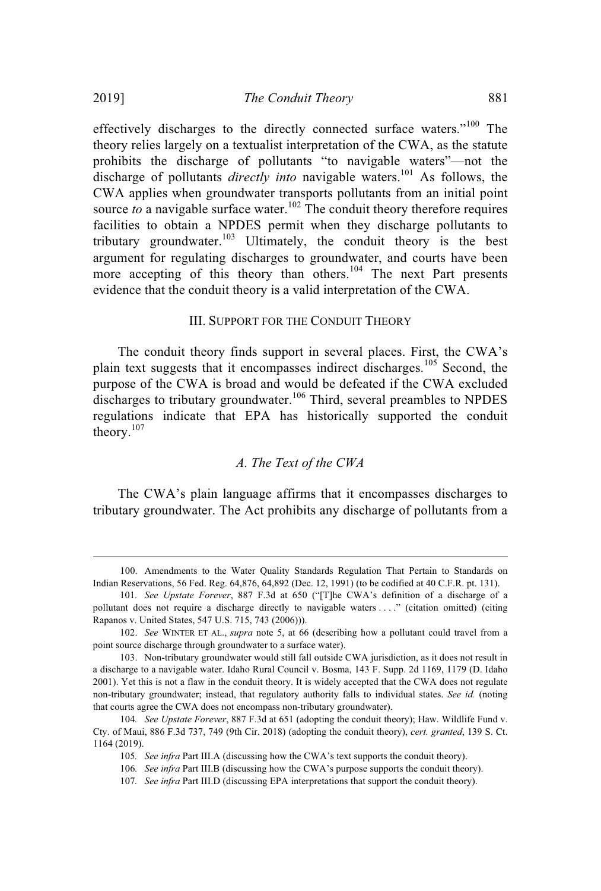effectively discharges to the directly connected surface waters."[100] The theory relies largely on a textualist interpretation of the CWA, as the statute prohibits the discharge of pollutants "to navigable waters"—not the discharge of pollutants *directly into* navigable waters.[101] As follows, the CWA applies when groundwater transports pollutants from an initial point source *to* a navigable surface water.[102] The conduit theory therefore requires facilities to obtain a NPDES permit when they discharge pollutants to tributary groundwater.[103] Ultimately, the conduit theory is the best argument for regulating discharges to groundwater, and courts have been more accepting of this theory than others.[104] The next Part presents evidence that the conduit theory is a valid interpretation of the CWA.

## III. Support for the Conduit Theory

The conduit theory finds support in several places. First, the CWA's plain text suggests that it encompasses indirect discharges.[105] Second, the purpose of the CWA is broad and would be defeated if the CWA excluded discharges to tributary groundwater.[106] Third, several preambles to NPDES regulations indicate that EPA has historically supported the conduit theory.[107]

### *A. The Text of the CWA*

The CWA's plain language affirms that it encompasses discharges to tributary groundwater. The Act prohibits any discharge of pollutants from a

---

100. Amendments to the Water Quality Standards Regulation That Pertain to Standards on Indian Reservations, 56 Fed. Reg. 64,876, 64,892 (Dec. 12, 1991) (to be codified at 40 C.F.R. pt. 131).

101. *See Upstate Forever*, 887 F.3d at 650 ("[T]he CWA's definition of a discharge of a pollutant does not require a discharge directly to navigable waters . . . ." (citation omitted) (citing Rapanos v. United States, 547 U.S. 715, 743 (2006))).

102. *See* WINTER ET AL., *supra* note 5, at 66 (describing how a pollutant could travel from a point source discharge through groundwater to a surface water).

103. Non-tributary groundwater would still fall outside CWA jurisdiction, as it does not result in a discharge to a navigable water. Idaho Rural Council v. Bosma, 143 F. Supp. 2d 1169, 1179 (D. Idaho 2001). Yet this is not a flaw in the conduit theory. It is widely accepted that the CWA does not regulate non-tributary groundwater; instead, that regulatory authority falls to individual states. *See id.* (noting that courts agree the CWA does not encompass non-tributary groundwater).

104. *See Upstate Forever*, 887 F.3d at 651 (adopting the conduit theory); Haw. Wildlife Fund v. Cty. of Maui, 886 F.3d 737, 749 (9th Cir. 2018) (adopting the conduit theory), *cert. granted*, 139 S. Ct. 1164 (2019).

105. *See infra* Part III.A (discussing how the CWA's text supports the conduit theory).

106. *See infra* Part III.B (discussing how the CWA's purpose supports the conduit theory).

107. *See infra* Part III.D (discussing EPA interpretations that support the conduit theory).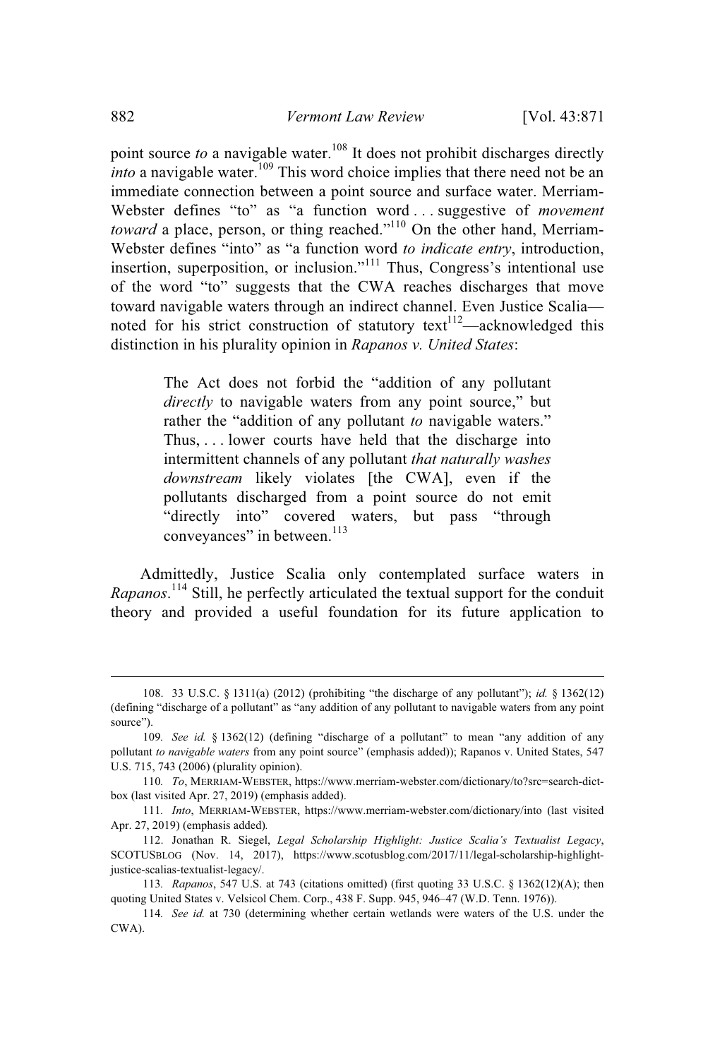point source *to* a navigable water.[108] It does not prohibit discharges directly *into* a navigable water.[109] This word choice implies that there need not be an immediate connection between a point source and surface water. Merriam-Webster defines "to" as "a function word . . . suggestive of *movement toward* a place, person, or thing reached."[110] On the other hand, Merriam-Webster defines "into" as "a function word *to indicate entry*, introduction, insertion, superposition, or inclusion."[111] Thus, Congress's intentional use of the word "to" suggests that the CWA reaches discharges that move toward navigable waters through an indirect channel. Even Justice Scalia—noted for his strict construction of statutory text[112]—acknowledged this distinction in his plurality opinion in *Rapanos v. United States*:

> The Act does not forbid the "addition of any pollutant *directly* to navigable waters from any point source," but rather the "addition of any pollutant *to* navigable waters." Thus, . . . lower courts have held that the discharge into intermittent channels of any pollutant *that naturally washes downstream* likely violates [the CWA], even if the pollutants discharged from a point source do not emit "directly into" covered waters, but pass "through conveyances" in between.[113]

Admittedly, Justice Scalia only contemplated surface waters in *Rapanos*.[114] Still, he perfectly articulated the textual support for the conduit theory and provided a useful foundation for its future application to

---

108. 33 U.S.C. § 1311(a) (2012) (prohibiting "the discharge of any pollutant"); *id.* § 1362(12) (defining "discharge of a pollutant" as "any addition of any pollutant to navigable waters from any point source").

109. *See id.* § 1362(12) (defining "discharge of a pollutant" to mean "any addition of any pollutant *to navigable waters* from any point source" (emphasis added)); Rapanos v. United States, 547 U.S. 715, 743 (2006) (plurality opinion).

110. *To*, MERRIAM-WEBSTER, https://www.merriam-webster.com/dictionary/to?src=search-dict-box (last visited Apr. 27, 2019) (emphasis added).

111. *Into*, MERRIAM-WEBSTER, https://www.merriam-webster.com/dictionary/into (last visited Apr. 27, 2019) (emphasis added).

112. Jonathan R. Siegel, *Legal Scholarship Highlight: Justice Scalia's Textualist Legacy*, SCOTUSBLOG (Nov. 14, 2017), https://www.scotusblog.com/2017/11/legal-scholarship-highlight-justice-scalias-textualist-legacy/.

113. *Rapanos*, 547 U.S. at 743 (citations omitted) (first quoting 33 U.S.C. § 1362(12)(A); then quoting United States v. Velsicol Chem. Corp., 438 F. Supp. 945, 946–47 (W.D. Tenn. 1976)).

114. *See id.* at 730 (determining whether certain wetlands were waters of the U.S. under the CWA).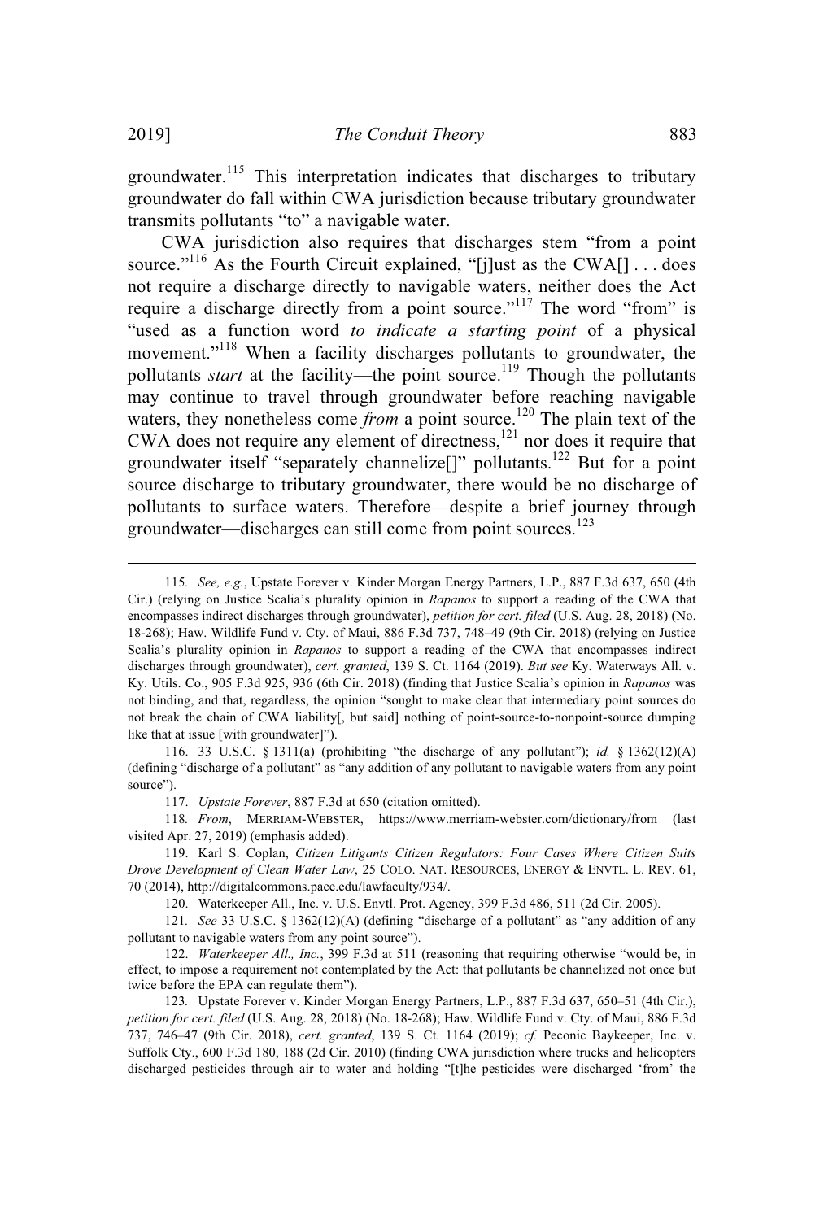groundwater.[115] This interpretation indicates that discharges to tributary groundwater do fall within CWA jurisdiction because tributary groundwater transmits pollutants "to" a navigable water.

CWA jurisdiction also requires that discharges stem "from a point source."[116] As the Fourth Circuit explained, "[j]ust as the CWA[] . . . does not require a discharge directly to navigable waters, neither does the Act require a discharge directly from a point source."[117] The word "from" is "used as a function word *to indicate a starting point* of a physical movement."[118] When a facility discharges pollutants to groundwater, the pollutants *start* at the facility—the point source.[119] Though the pollutants may continue to travel through groundwater before reaching navigable waters, they nonetheless come *from* a point source.[120] The plain text of the CWA does not require any element of directness,[121] nor does it require that groundwater itself "separately channelize[]" pollutants.[122] But for a point source discharge to tributary groundwater, there would be no discharge of pollutants to surface waters. Therefore—despite a brief journey through groundwater—discharges can still come from point sources.[123]

---

115. *See, e.g.*, Upstate Forever v. Kinder Morgan Energy Partners, L.P., 887 F.3d 637, 650 (4th Cir.) (relying on Justice Scalia's plurality opinion in *Rapanos* to support a reading of the CWA that encompasses indirect discharges through groundwater), *petition for cert. filed* (U.S. Aug. 28, 2018) (No. 18-268); Haw. Wildlife Fund v. Cty. of Maui, 886 F.3d 737, 748–49 (9th Cir. 2018) (relying on Justice Scalia's plurality opinion in *Rapanos* to support a reading of the CWA that encompasses indirect discharges through groundwater), *cert. granted*, 139 S. Ct. 1164 (2019). *But see* Ky. Waterways All. v. Ky. Utils. Co., 905 F.3d 925, 936 (6th Cir. 2018) (finding that Justice Scalia's opinion in *Rapanos* was not binding, and that, regardless, the opinion "sought to make clear that intermediary point sources do not break the chain of CWA liability[, but said] nothing of point-source-to-nonpoint-source dumping like that at issue [with groundwater]").

116. 33 U.S.C. § 1311(a) (prohibiting "the discharge of any pollutant"); *id.* § 1362(12)(A) (defining "discharge of a pollutant" as "any addition of any pollutant to navigable waters from any point source").

117. *Upstate Forever*, 887 F.3d at 650 (citation omitted).

118. *From*, MERRIAM-WEBSTER, https://www.merriam-webster.com/dictionary/from (last visited Apr. 27, 2019) (emphasis added).

119. Karl S. Coplan, *Citizen Litigants Citizen Regulators: Four Cases Where Citizen Suits Drove Development of Clean Water Law*, 25 COLO. NAT. RESOURCES, ENERGY & ENVTL. L. REV. 61, 70 (2014), http://digitalcommons.pace.edu/lawfaculty/934/.

120. Waterkeeper All., Inc. v. U.S. Envtl. Prot. Agency, 399 F.3d 486, 511 (2d Cir. 2005).

121. *See* 33 U.S.C. § 1362(12)(A) (defining "discharge of a pollutant" as "any addition of any pollutant to navigable waters from any point source").

122. *Waterkeeper All., Inc.*, 399 F.3d at 511 (reasoning that requiring otherwise "would be, in effect, to impose a requirement not contemplated by the Act: that pollutants be channelized not once but twice before the EPA can regulate them").

123. Upstate Forever v. Kinder Morgan Energy Partners, L.P., 887 F.3d 637, 650–51 (4th Cir.), *petition for cert. filed* (U.S. Aug. 28, 2018) (No. 18-268); Haw. Wildlife Fund v. Cty. of Maui, 886 F.3d 737, 746–47 (9th Cir. 2018), *cert. granted*, 139 S. Ct. 1164 (2019); *cf.* Peconic Baykeeper, Inc. v. Suffolk Cty., 600 F.3d 180, 188 (2d Cir. 2010) (finding CWA jurisdiction where trucks and helicopters discharged pesticides through air to water and holding "[t]he pesticides were discharged 'from' the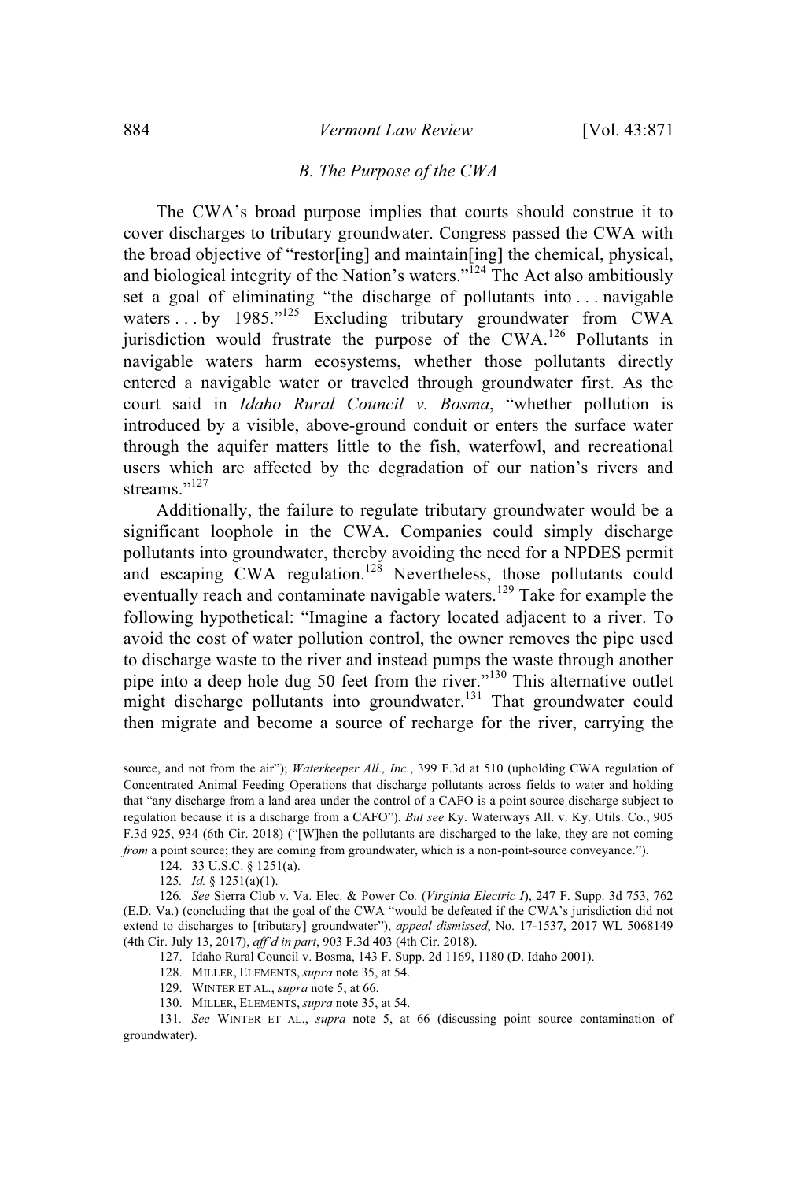### *B. The Purpose of the CWA*

The CWA's broad purpose implies that courts should construe it to cover discharges to tributary groundwater. Congress passed the CWA with the broad objective of "restor[ing] and maintain[ing] the chemical, physical, and biological integrity of the Nation's waters."[124] The Act also ambitiously set a goal of eliminating "the discharge of pollutants into . . . navigable waters . . . by 1985."[125] Excluding tributary groundwater from CWA jurisdiction would frustrate the purpose of the CWA.[126] Pollutants in navigable waters harm ecosystems, whether those pollutants directly entered a navigable water or traveled through groundwater first. As the court said in *Idaho Rural Council v. Bosma*, "whether pollution is introduced by a visible, above-ground conduit or enters the surface water through the aquifer matters little to the fish, waterfowl, and recreational users which are affected by the degradation of our nation's rivers and streams."[127]

Additionally, the failure to regulate tributary groundwater would be a significant loophole in the CWA. Companies could simply discharge pollutants into groundwater, thereby avoiding the need for a NPDES permit and escaping CWA regulation.[128] Nevertheless, those pollutants could eventually reach and contaminate navigable waters.[129] Take for example the following hypothetical: "Imagine a factory located adjacent to a river. To avoid the cost of water pollution control, the owner removes the pipe used to discharge waste to the river and instead pumps the waste through another pipe into a deep hole dug 50 feet from the river."[130] This alternative outlet might discharge pollutants into groundwater.[131] That groundwater could then migrate and become a source of recharge for the river, carrying the

---

source, and not from the air"); *Waterkeeper All., Inc.*, 399 F.3d at 510 (upholding CWA regulation of Concentrated Animal Feeding Operations that discharge pollutants across fields to water and holding that "any discharge from a land area under the control of a CAFO is a point source discharge subject to regulation because it is a discharge from a CAFO"). *But see* Ky. Waterways All. v. Ky. Utils. Co., 905 F.3d 925, 934 (6th Cir. 2018) ("[W]hen the pollutants are discharged to the lake, they are not coming *from* a point source; they are coming from groundwater, which is a non-point-source conveyance.").

124. 33 U.S.C. § 1251(a).

125. *Id.* § 1251(a)(1).

126. *See* Sierra Club v. Va. Elec. & Power Co. (*Virginia Electric I*), 247 F. Supp. 3d 753, 762 (E.D. Va.) (concluding that the goal of the CWA "would be defeated if the CWA's jurisdiction did not extend to discharges to [tributary] groundwater"), *appeal dismissed*, No. 17-1537, 2017 WL 5068149 (4th Cir. July 13, 2017), *aff'd in part*, 903 F.3d 403 (4th Cir. 2018).

127. Idaho Rural Council v. Bosma, 143 F. Supp. 2d 1169, 1180 (D. Idaho 2001).

128. MILLER, ELEMENTS, *supra* note 35, at 54.

129. WINTER ET AL., *supra* note 5, at 66.

130. MILLER, ELEMENTS, *supra* note 35, at 54.

131. *See* WINTER ET AL., *supra* note 5, at 66 (discussing point source contamination of groundwater).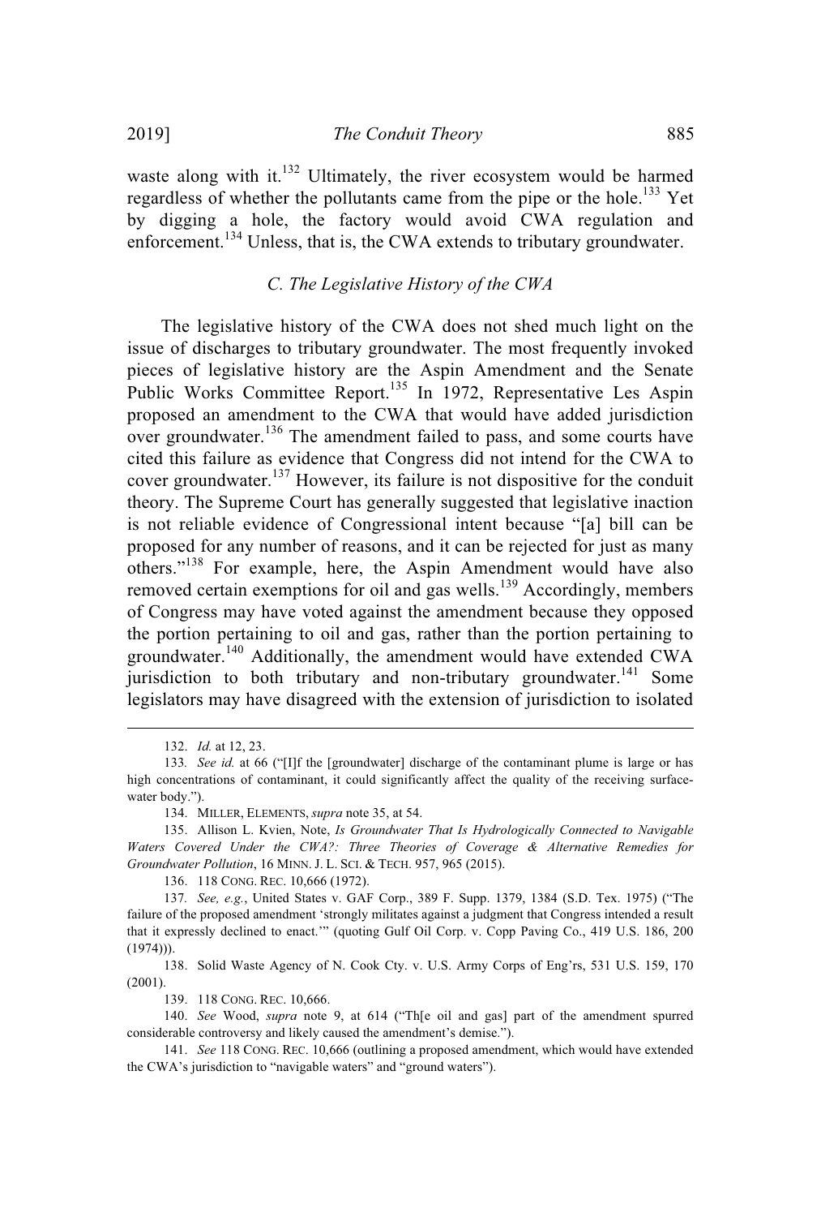waste along with it.[132] Ultimately, the river ecosystem would be harmed regardless of whether the pollutants came from the pipe or the hole.[133] Yet by digging a hole, the factory would avoid CWA regulation and enforcement.[134] Unless, that is, the CWA extends to tributary groundwater.

### *C. The Legislative History of the CWA*

The legislative history of the CWA does not shed much light on the issue of discharges to tributary groundwater. The most frequently invoked pieces of legislative history are the Aspin Amendment and the Senate Public Works Committee Report.[135] In 1972, Representative Les Aspin proposed an amendment to the CWA that would have added jurisdiction over groundwater.[136] The amendment failed to pass, and some courts have cited this failure as evidence that Congress did not intend for the CWA to cover groundwater.[137] However, its failure is not dispositive for the conduit theory. The Supreme Court has generally suggested that legislative inaction is not reliable evidence of Congressional intent because "[a] bill can be proposed for any number of reasons, and it can be rejected for just as many others."[138] For example, here, the Aspin Amendment would have also removed certain exemptions for oil and gas wells.[139] Accordingly, members of Congress may have voted against the amendment because they opposed the portion pertaining to oil and gas, rather than the portion pertaining to groundwater.[140] Additionally, the amendment would have extended CWA jurisdiction to both tributary and non-tributary groundwater.[141] Some legislators may have disagreed with the extension of jurisdiction to isolated

---

132. *Id.* at 12, 23.

133. *See id.* at 66 ("[I]f the [groundwater] discharge of the contaminant plume is large or has high concentrations of contaminant, it could significantly affect the quality of the receiving surface-water body.").

134. MILLER, ELEMENTS, *supra* note 35, at 54.

135. Allison L. Kvien, Note, *Is Groundwater That Is Hydrologically Connected to Navigable Waters Covered Under the CWA?: Three Theories of Coverage & Alternative Remedies for Groundwater Pollution*, 16 MINN. J. L. SCI. & TECH. 957, 965 (2015).

136. 118 CONG. REC. 10,666 (1972).

137. *See, e.g.*, United States v. GAF Corp., 389 F. Supp. 1379, 1384 (S.D. Tex. 1975) ("The failure of the proposed amendment 'strongly militates against a judgment that Congress intended a result that it expressly declined to enact.'" (quoting Gulf Oil Corp. v. Copp Paving Co., 419 U.S. 186, 200 (1974))).

138. Solid Waste Agency of N. Cook Cty. v. U.S. Army Corps of Eng'rs, 531 U.S. 159, 170 (2001).

139. 118 CONG. REC. 10,666.

140. *See* Wood, *supra* note 9, at 614 ("Th[e oil and gas] part of the amendment spurred considerable controversy and likely caused the amendment's demise.").

141. *See* 118 CONG. REC. 10,666 (outlining a proposed amendment, which would have extended the CWA's jurisdiction to "navigable waters" and "ground waters").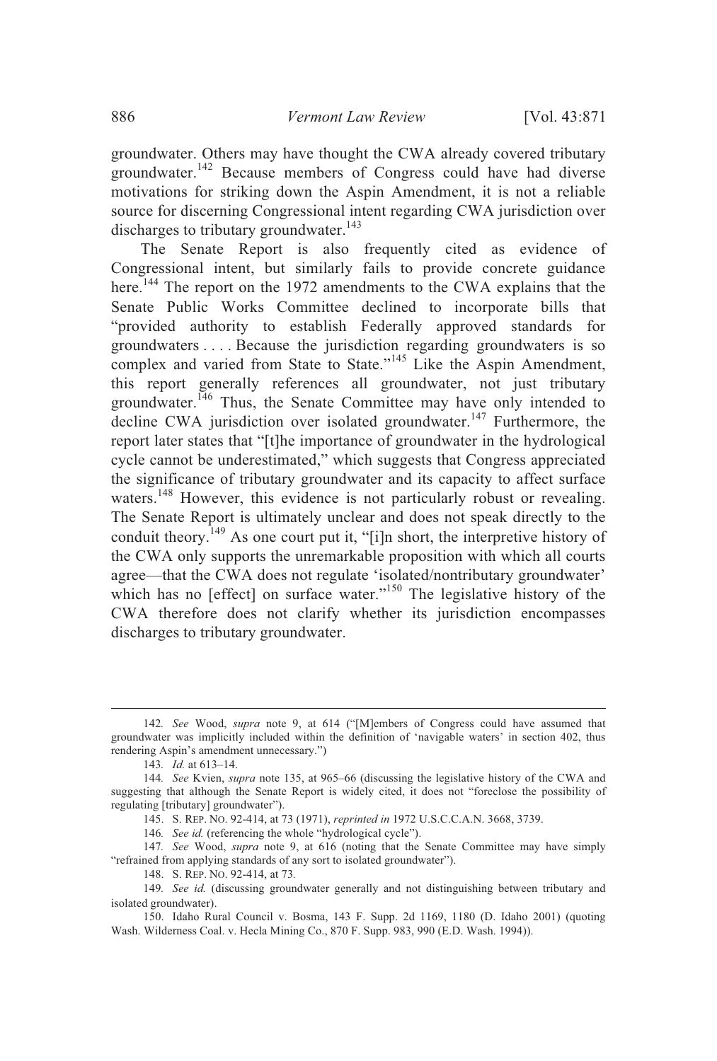groundwater. Others may have thought the CWA already covered tributary groundwater.[142] Because members of Congress could have had diverse motivations for striking down the Aspin Amendment, it is not a reliable source for discerning Congressional intent regarding CWA jurisdiction over discharges to tributary groundwater.[143]

The Senate Report is also frequently cited as evidence of Congressional intent, but similarly fails to provide concrete guidance here.[144] The report on the 1972 amendments to the CWA explains that the Senate Public Works Committee declined to incorporate bills that "provided authority to establish Federally approved standards for groundwaters . . . . Because the jurisdiction regarding groundwaters is so complex and varied from State to State."[145] Like the Aspin Amendment, this report generally references all groundwater, not just tributary groundwater.[146] Thus, the Senate Committee may have only intended to decline CWA jurisdiction over isolated groundwater.[147] Furthermore, the report later states that "[t]he importance of groundwater in the hydrological cycle cannot be underestimated," which suggests that Congress appreciated the significance of tributary groundwater and its capacity to affect surface waters.[148] However, this evidence is not particularly robust or revealing. The Senate Report is ultimately unclear and does not speak directly to the conduit theory.[149] As one court put it, "[i]n short, the interpretive history of the CWA only supports the unremarkable proposition with which all courts agree—that the CWA does not regulate 'isolated/nontributary groundwater' which has no [effect] on surface water."[150] The legislative history of the CWA therefore does not clarify whether its jurisdiction encompasses discharges to tributary groundwater.

---

142. *See* Wood, *supra* note 9, at 614 ("[M]embers of Congress could have assumed that groundwater was implicitly included within the definition of 'navigable waters' in section 402, thus rendering Aspin's amendment unnecessary.")

143. *Id.* at 613–14.

144. *See* Kvien, *supra* note 135, at 965–66 (discussing the legislative history of the CWA and suggesting that although the Senate Report is widely cited, it does not "foreclose the possibility of regulating [tributary] groundwater").

145. S. REP. NO. 92-414, at 73 (1971), *reprinted in* 1972 U.S.C.C.A.N. 3668, 3739.

146. *See id.* (referencing the whole "hydrological cycle").

147. *See* Wood, *supra* note 9, at 616 (noting that the Senate Committee may have simply "refrained from applying standards of any sort to isolated groundwater").

148. S. REP. NO. 92-414, at 73.

149. *See id.* (discussing groundwater generally and not distinguishing between tributary and isolated groundwater).

150. Idaho Rural Council v. Bosma, 143 F. Supp. 2d 1169, 1180 (D. Idaho 2001) (quoting Wash. Wilderness Coal. v. Hecla Mining Co., 870 F. Supp. 983, 990 (E.D. Wash. 1994)).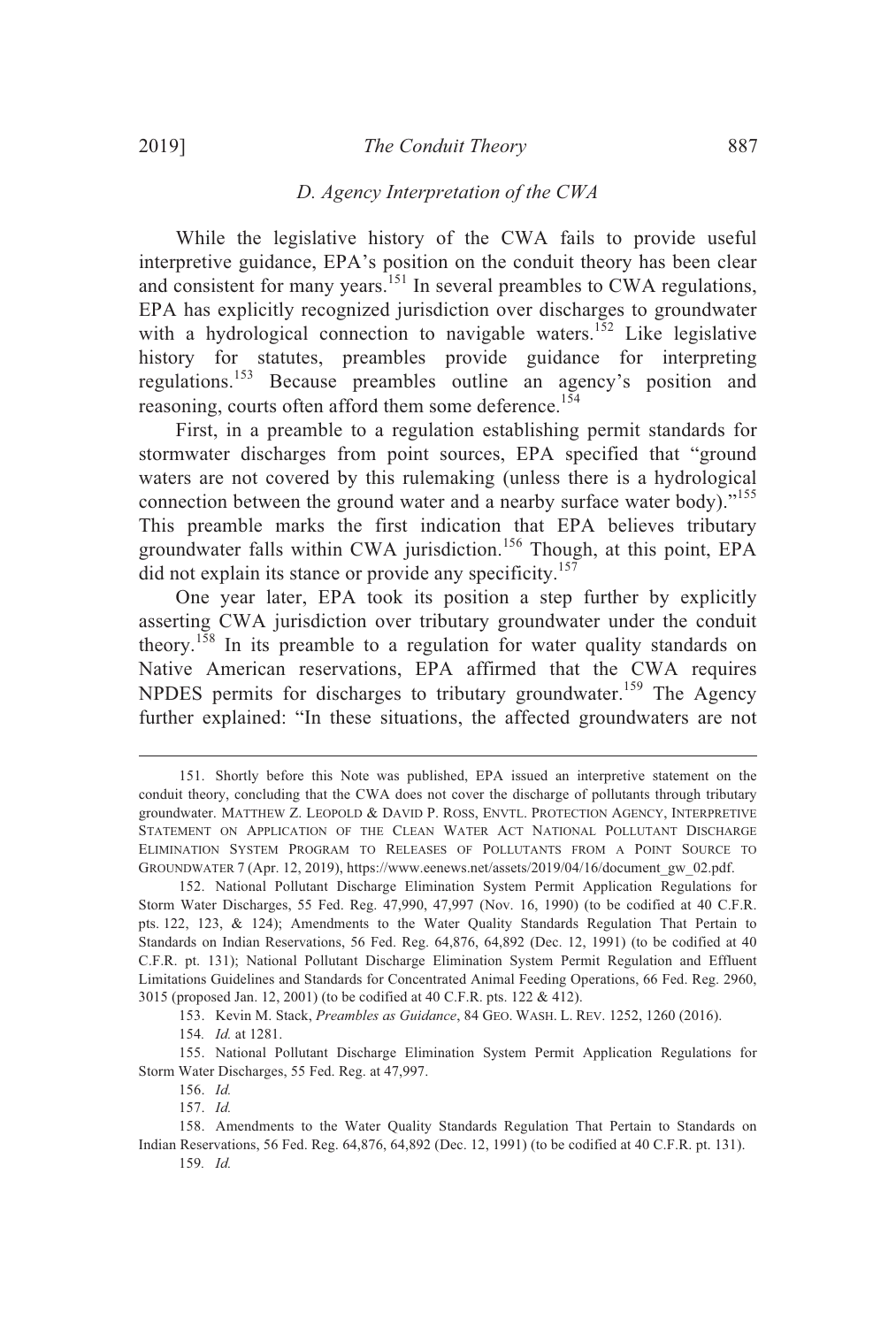### *D. Agency Interpretation of the CWA*

While the legislative history of the CWA fails to provide useful interpretive guidance, EPA's position on the conduit theory has been clear and consistent for many years.[151] In several preambles to CWA regulations, EPA has explicitly recognized jurisdiction over discharges to groundwater with a hydrological connection to navigable waters.[152] Like legislative history for statutes, preambles provide guidance for interpreting regulations.[153] Because preambles outline an agency's position and reasoning, courts often afford them some deference.[154]

First, in a preamble to a regulation establishing permit standards for stormwater discharges from point sources, EPA specified that "ground waters are not covered by this rulemaking (unless there is a hydrological connection between the ground water and a nearby surface water body)."[155] This preamble marks the first indication that EPA believes tributary groundwater falls within CWA jurisdiction.[156] Though, at this point, EPA did not explain its stance or provide any specificity.[157]

One year later, EPA took its position a step further by explicitly asserting CWA jurisdiction over tributary groundwater under the conduit theory.[158] In its preamble to a regulation for water quality standards on Native American reservations, EPA affirmed that the CWA requires NPDES permits for discharges to tributary groundwater.[159] The Agency further explained: "In these situations, the affected groundwaters are not

---

151. Shortly before this Note was published, EPA issued an interpretive statement on the conduit theory, concluding that the CWA does not cover the discharge of pollutants through tributary groundwater. MATTHEW Z. LEOPOLD & DAVID P. ROSS, ENVTL. PROTECTION AGENCY, INTERPRETIVE STATEMENT ON APPLICATION OF THE CLEAN WATER ACT NATIONAL POLLUTANT DISCHARGE ELIMINATION SYSTEM PROGRAM TO RELEASES OF POLLUTANTS FROM A POINT SOURCE TO GROUNDWATER 7 (Apr. 12, 2019), https://www.eenews.net/assets/2019/04/16/document_gw_02.pdf.

152. National Pollutant Discharge Elimination System Permit Application Regulations for Storm Water Discharges, 55 Fed. Reg. 47,990, 47,997 (Nov. 16, 1990) (to be codified at 40 C.F.R. pts. 122, 123, & 124); Amendments to the Water Quality Standards Regulation That Pertain to Standards on Indian Reservations, 56 Fed. Reg. 64,876, 64,892 (Dec. 12, 1991) (to be codified at 40 C.F.R. pt. 131); National Pollutant Discharge Elimination System Permit Regulation and Effluent Limitations Guidelines and Standards for Concentrated Animal Feeding Operations, 66 Fed. Reg. 2960, 3015 (proposed Jan. 12, 2001) (to be codified at 40 C.F.R. pts. 122 & 412).

153. Kevin M. Stack, *Preambles as Guidance*, 84 GEO. WASH. L. REV. 1252, 1260 (2016).

154. *Id.* at 1281.

155. National Pollutant Discharge Elimination System Permit Application Regulations for Storm Water Discharges, 55 Fed. Reg. at 47,997.

156. *Id.*

157. *Id.*

158. Amendments to the Water Quality Standards Regulation That Pertain to Standards on Indian Reservations, 56 Fed. Reg. 64,876, 64,892 (Dec. 12, 1991) (to be codified at 40 C.F.R. pt. 131).

159. *Id.*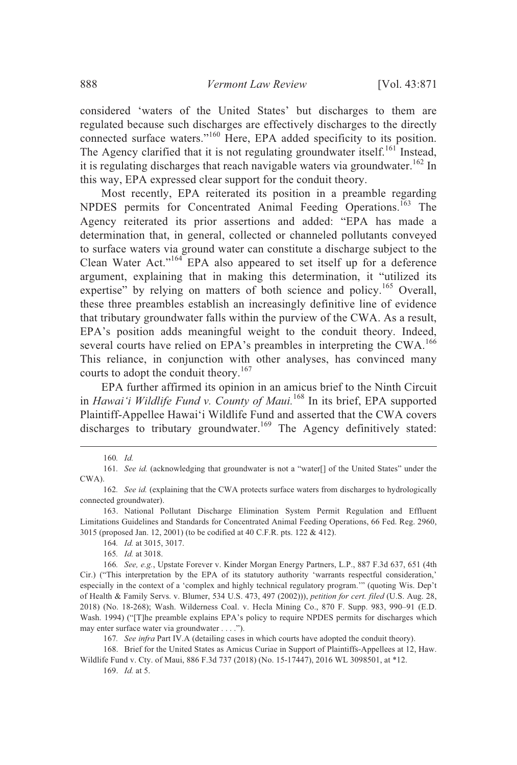considered 'waters of the United States' but discharges to them are regulated because such discharges are effectively discharges to the directly connected surface waters."[160] Here, EPA added specificity to its position. The Agency clarified that it is not regulating groundwater itself.[161] Instead, it is regulating discharges that reach navigable waters via groundwater.[162] In this way, EPA expressed clear support for the conduit theory.

Most recently, EPA reiterated its position in a preamble regarding NPDES permits for Concentrated Animal Feeding Operations.[163] The Agency reiterated its prior assertions and added: "EPA has made a determination that, in general, collected or channeled pollutants conveyed to surface waters via ground water can constitute a discharge subject to the Clean Water Act."[164] EPA also appeared to set itself up for a deference argument, explaining that in making this determination, it "utilized its expertise" by relying on matters of both science and policy.[165] Overall, these three preambles establish an increasingly definitive line of evidence that tributary groundwater falls within the purview of the CWA. As a result, EPA's position adds meaningful weight to the conduit theory. Indeed, several courts have relied on EPA's preambles in interpreting the CWA.[166] This reliance, in conjunction with other analyses, has convinced many courts to adopt the conduit theory.[167]

EPA further affirmed its opinion in an amicus brief to the Ninth Circuit in *Hawai'i Wildlife Fund v. County of Maui.*[168] In its brief, EPA supported Plaintiff-Appellee Hawai'i Wildlife Fund and asserted that the CWA covers discharges to tributary groundwater.[169] The Agency definitively stated:

---

160. *Id.*

161. *See id.* (acknowledging that groundwater is not a "water[] of the United States" under the CWA).

162. *See id.* (explaining that the CWA protects surface waters from discharges to hydrologically connected groundwater).

163. National Pollutant Discharge Elimination System Permit Regulation and Effluent Limitations Guidelines and Standards for Concentrated Animal Feeding Operations, 66 Fed. Reg. 2960, 3015 (proposed Jan. 12, 2001) (to be codified at 40 C.F.R. pts. 122 & 412).

164. *Id.* at 3015, 3017.

165. *Id.* at 3018.

166. *See, e.g.*, Upstate Forever v. Kinder Morgan Energy Partners, L.P., 887 F.3d 637, 651 (4th Cir.) ("This interpretation by the EPA of its statutory authority 'warrants respectful consideration,' especially in the context of a 'complex and highly technical regulatory program.'" (quoting Wis. Dep't of Health & Family Servs. v. Blumer, 534 U.S. 473, 497 (2002))), *petition for cert. filed* (U.S. Aug. 28, 2018) (No. 18-268); Wash. Wilderness Coal. v. Hecla Mining Co., 870 F. Supp. 983, 990–91 (E.D. Wash. 1994) ("[T]he preamble explains EPA's policy to require NPDES permits for discharges which may enter surface water via groundwater . . . .").

167. *See infra* Part IV.A (detailing cases in which courts have adopted the conduit theory).

168. Brief for the United States as Amicus Curiae in Support of Plaintiffs-Appellees at 12, Haw. Wildlife Fund v. Cty. of Maui, 886 F.3d 737 (2018) (No. 15-17447), 2016 WL 3098501, at *12.

169. *Id.* at 5.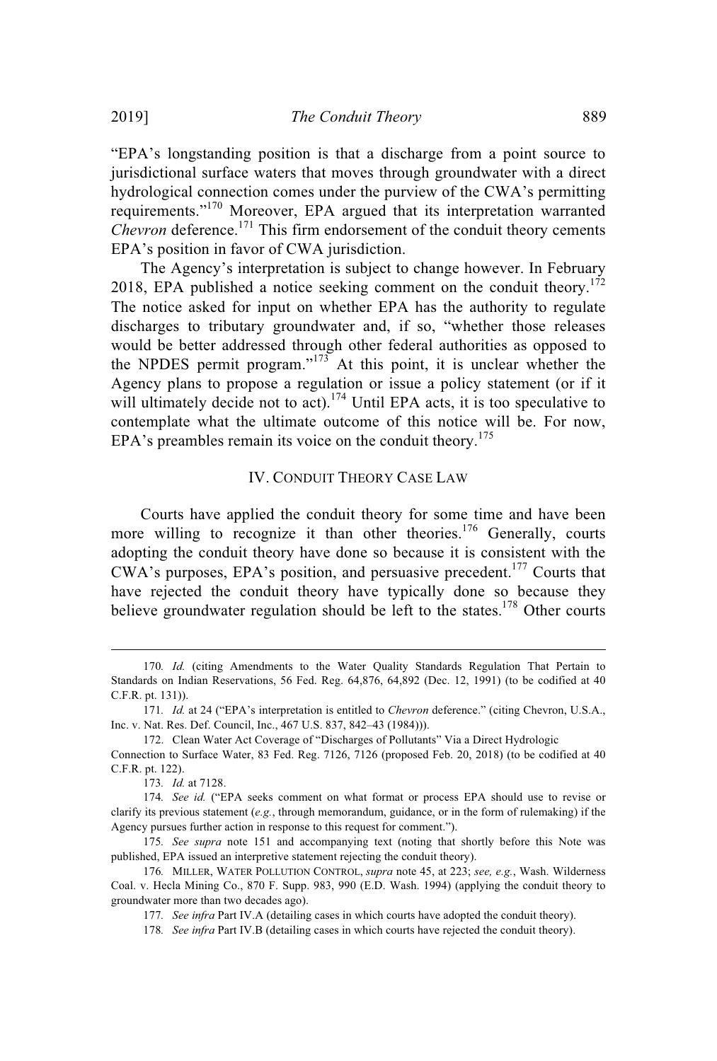"EPA's longstanding position is that a discharge from a point source to jurisdictional surface waters that moves through groundwater with a direct hydrological connection comes under the purview of the CWA's permitting requirements."[170] Moreover, EPA argued that its interpretation warranted *Chevron* deference.[171] This firm endorsement of the conduit theory cements EPA's position in favor of CWA jurisdiction.

The Agency's interpretation is subject to change however. In February 2018, EPA published a notice seeking comment on the conduit theory.[172] The notice asked for input on whether EPA has the authority to regulate discharges to tributary groundwater and, if so, "whether those releases would be better addressed through other federal authorities as opposed to the NPDES permit program."[173] At this point, it is unclear whether the Agency plans to propose a regulation or issue a policy statement (or if it will ultimately decide not to act).[174] Until EPA acts, it is too speculative to contemplate what the ultimate outcome of this notice will be. For now, EPA's preambles remain its voice on the conduit theory.[175]

## IV. CONDUIT THEORY CASE LAW

Courts have applied the conduit theory for some time and have been more willing to recognize it than other theories.[176] Generally, courts adopting the conduit theory have done so because it is consistent with the CWA's purposes, EPA's position, and persuasive precedent.[177] Courts that have rejected the conduit theory have typically done so because they believe groundwater regulation should be left to the states.[178] Other courts

---

170. *Id.* (citing Amendments to the Water Quality Standards Regulation That Pertain to Standards on Indian Reservations, 56 Fed. Reg. 64,876, 64,892 (Dec. 12, 1991) (to be codified at 40 C.F.R. pt. 131)).

171. *Id.* at 24 ("EPA's interpretation is entitled to *Chevron* deference." (citing Chevron, U.S.A., Inc. v. Nat. Res. Def. Council, Inc., 467 U.S. 837, 842–43 (1984))).

172. Clean Water Act Coverage of "Discharges of Pollutants" Via a Direct Hydrologic Connection to Surface Water, 83 Fed. Reg. 7126, 7126 (proposed Feb. 20, 2018) (to be codified at 40 C.F.R. pt. 122).

173. *Id.* at 7128.

174. *See id.* ("EPA seeks comment on what format or process EPA should use to revise or clarify its previous statement (*e.g.*, through memorandum, guidance, or in the form of rulemaking) if the Agency pursues further action in response to this request for comment.").

175. *See supra* note 151 and accompanying text (noting that shortly before this Note was published, EPA issued an interpretive statement rejecting the conduit theory).

176. MILLER, WATER POLLUTION CONTROL, *supra* note 45, at 223; *see, e.g.*, Wash. Wilderness Coal. v. Hecla Mining Co., 870 F. Supp. 983, 990 (E.D. Wash. 1994) (applying the conduit theory to groundwater more than two decades ago).

177. *See infra* Part IV.A (detailing cases in which courts have adopted the conduit theory).

178. *See infra* Part IV.B (detailing cases in which courts have rejected the conduit theory).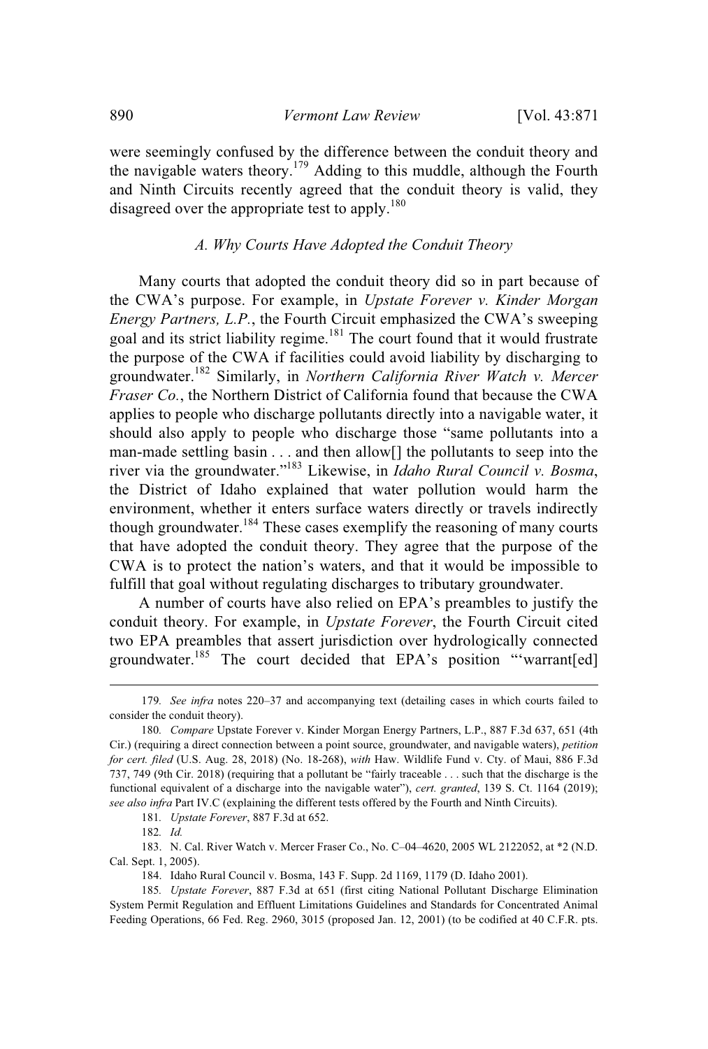were seemingly confused by the difference between the conduit theory and the navigable waters theory.[179] Adding to this muddle, although the Fourth and Ninth Circuits recently agreed that the conduit theory is valid, they disagreed over the appropriate test to apply.[180]

### *A. Why Courts Have Adopted the Conduit Theory*

Many courts that adopted the conduit theory did so in part because of the CWA's purpose. For example, in *Upstate Forever v. Kinder Morgan Energy Partners, L.P.*, the Fourth Circuit emphasized the CWA's sweeping goal and its strict liability regime.[181] The court found that it would frustrate the purpose of the CWA if facilities could avoid liability by discharging to groundwater.[182] Similarly, in *Northern California River Watch v. Mercer Fraser Co.*, the Northern District of California found that because the CWA applies to people who discharge pollutants directly into a navigable water, it should also apply to people who discharge those "same pollutants into a man-made settling basin . . . and then allow[] the pollutants to seep into the river via the groundwater."[183] Likewise, in *Idaho Rural Council v. Bosma*, the District of Idaho explained that water pollution would harm the environment, whether it enters surface waters directly or travels indirectly though groundwater.[184] These cases exemplify the reasoning of many courts that have adopted the conduit theory. They agree that the purpose of the CWA is to protect the nation's waters, and that it would be impossible to fulfill that goal without regulating discharges to tributary groundwater.

A number of courts have also relied on EPA's preambles to justify the conduit theory. For example, in *Upstate Forever*, the Fourth Circuit cited two EPA preambles that assert jurisdiction over hydrologically connected groundwater.[185] The court decided that EPA's position "'warrant[ed]

---

179. *See infra* notes 220–37 and accompanying text (detailing cases in which courts failed to consider the conduit theory).

180. *Compare* Upstate Forever v. Kinder Morgan Energy Partners, L.P., 887 F.3d 637, 651 (4th Cir.) (requiring a direct connection between a point source, groundwater, and navigable waters), *petition for cert. filed* (U.S. Aug. 28, 2018) (No. 18-268), *with* Haw. Wildlife Fund v. Cty. of Maui, 886 F.3d 737, 749 (9th Cir. 2018) (requiring that a pollutant be "fairly traceable . . . such that the discharge is the functional equivalent of a discharge into the navigable water"), *cert. granted*, 139 S. Ct. 1164 (2019); *see also infra* Part IV.C (explaining the different tests offered by the Fourth and Ninth Circuits).

181. *Upstate Forever*, 887 F.3d at 652.

182. *Id.*

183. N. Cal. River Watch v. Mercer Fraser Co., No. C–04–4620, 2005 WL 2122052, at *2 (N.D. Cal. Sept. 1, 2005).

184. Idaho Rural Council v. Bosma, 143 F. Supp. 2d 1169, 1179 (D. Idaho 2001).

185. *Upstate Forever*, 887 F.3d at 651 (first citing National Pollutant Discharge Elimination System Permit Regulation and Effluent Limitations Guidelines and Standards for Concentrated Animal Feeding Operations, 66 Fed. Reg. 2960, 3015 (proposed Jan. 12, 2001) (to be codified at 40 C.F.R. pts.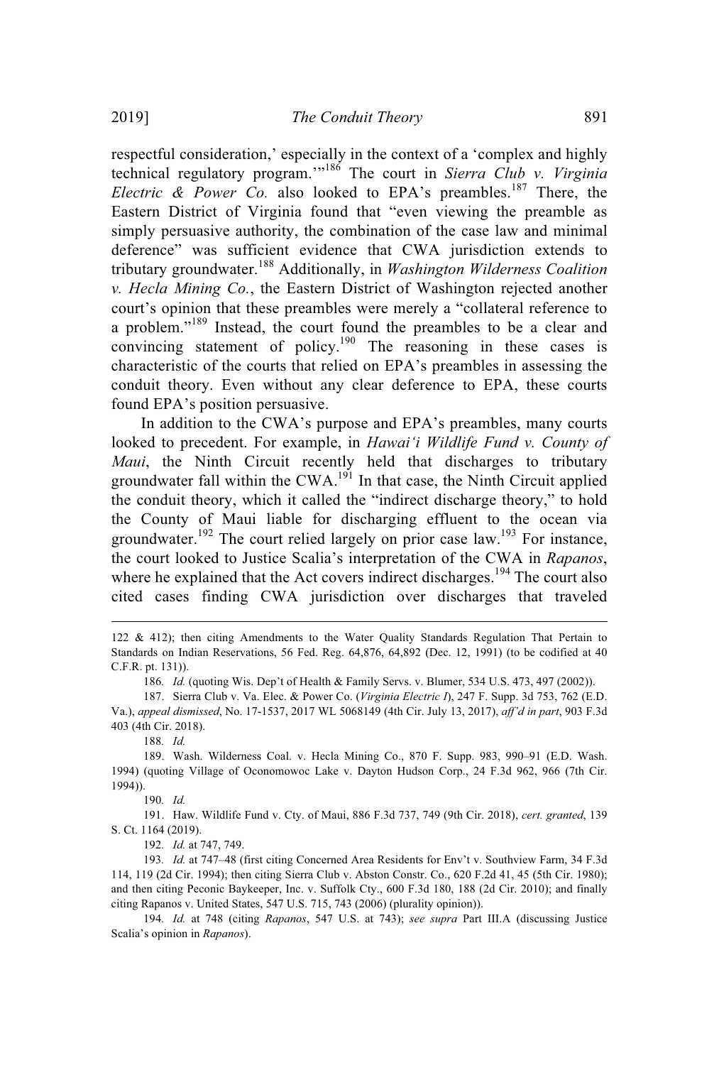respectful consideration,' especially in the context of a 'complex and highly technical regulatory program.'"[186] The court in *Sierra Club v. Virginia Electric & Power Co.* also looked to EPA's preambles.[187] There, the Eastern District of Virginia found that "even viewing the preamble as simply persuasive authority, the combination of the case law and minimal deference" was sufficient evidence that CWA jurisdiction extends to tributary groundwater.[188] Additionally, in *Washington Wilderness Coalition v. Hecla Mining Co.*, the Eastern District of Washington rejected another court's opinion that these preambles were merely a "collateral reference to a problem."[189] Instead, the court found the preambles to be a clear and convincing statement of policy.[190] The reasoning in these cases is characteristic of the courts that relied on EPA's preambles in assessing the conduit theory. Even without any clear deference to EPA, these courts found EPA's position persuasive.

In addition to the CWA's purpose and EPA's preambles, many courts looked to precedent. For example, in *Hawai'i Wildlife Fund v. County of Maui*, the Ninth Circuit recently held that discharges to tributary groundwater fall within the CWA.[191] In that case, the Ninth Circuit applied the conduit theory, which it called the "indirect discharge theory," to hold the County of Maui liable for discharging effluent to the ocean via groundwater.[192] The court relied largely on prior case law.[193] For instance, the court looked to Justice Scalia's interpretation of the CWA in *Rapanos*, where he explained that the Act covers indirect discharges.[194] The court also cited cases finding CWA jurisdiction over discharges that traveled

---

122 & 412); then citing Amendments to the Water Quality Standards Regulation That Pertain to Standards on Indian Reservations, 56 Fed. Reg. 64,876, 64,892 (Dec. 12, 1991) (to be codified at 40 C.F.R. pt. 131)).

186. *Id.* (quoting Wis. Dep't of Health & Family Servs. v. Blumer, 534 U.S. 473, 497 (2002)).

187. Sierra Club v. Va. Elec. & Power Co. (*Virginia Electric I*), 247 F. Supp. 3d 753, 762 (E.D. Va.), *appeal dismissed*, No. 17-1537, 2017 WL 5068149 (4th Cir. July 13, 2017), *aff'd in part*, 903 F.3d 403 (4th Cir. 2018).

188. *Id.*

189. Wash. Wilderness Coal. v. Hecla Mining Co., 870 F. Supp. 983, 990–91 (E.D. Wash. 1994) (quoting Village of Oconomowoc Lake v. Dayton Hudson Corp., 24 F.3d 962, 966 (7th Cir. 1994)).

190. *Id.*

191. Haw. Wildlife Fund v. Cty. of Maui, 886 F.3d 737, 749 (9th Cir. 2018), *cert. granted*, 139 S. Ct. 1164 (2019).

192. *Id.* at 747, 749.

193. *Id.* at 747–48 (first citing Concerned Area Residents for Env't v. Southview Farm, 34 F.3d 114, 119 (2d Cir. 1994); then citing Sierra Club v. Abston Constr. Co., 620 F.2d 41, 45 (5th Cir. 1980); and then citing Peconic Baykeeper, Inc. v. Suffolk Cty., 600 F.3d 180, 188 (2d Cir. 2010); and finally citing Rapanos v. United States, 547 U.S. 715, 743 (2006) (plurality opinion)).

194. *Id.* at 748 (citing *Rapanos*, 547 U.S. at 743); *see supra* Part III.A (discussing Justice Scalia's opinion in *Rapanos*).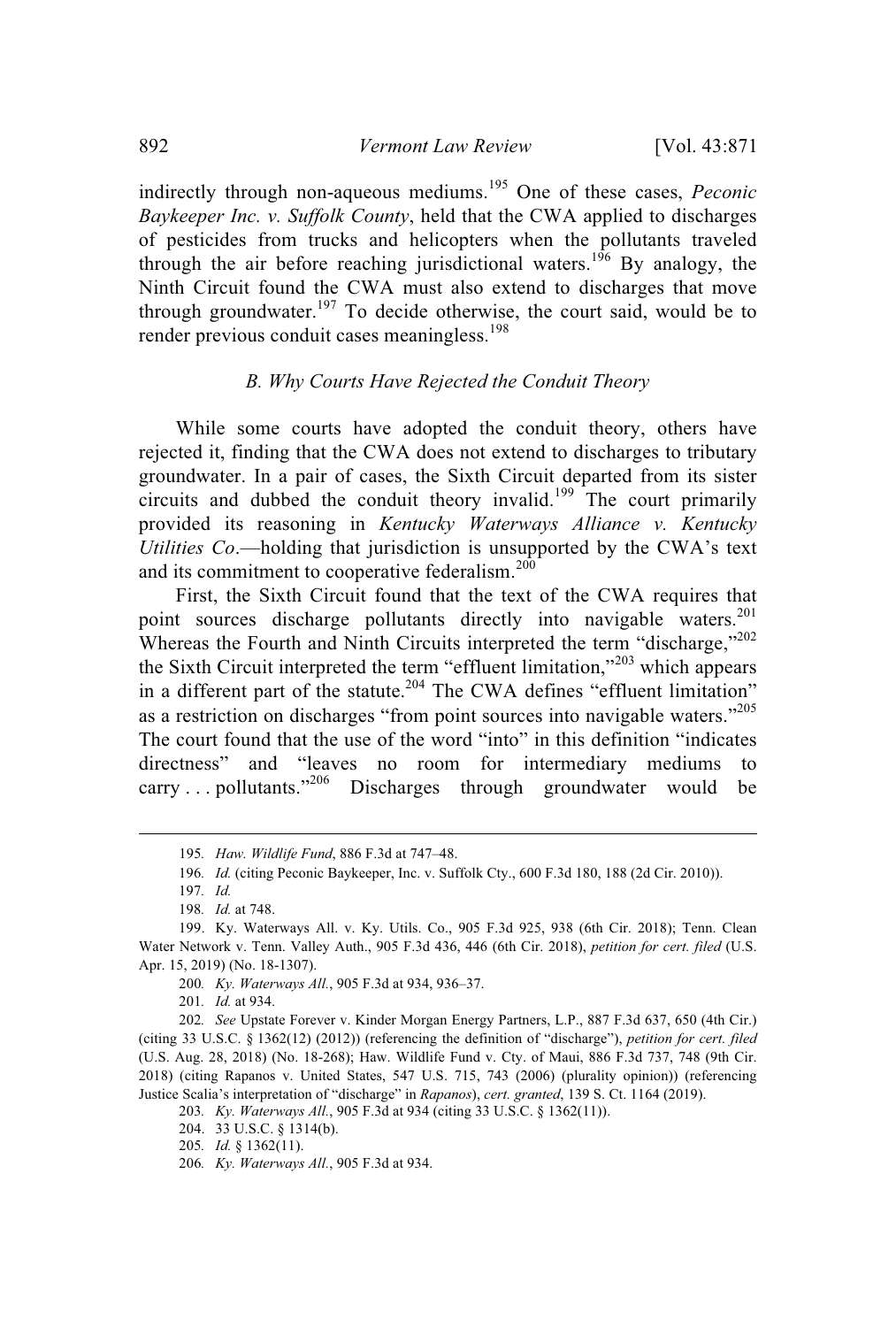indirectly through non-aqueous mediums.[195] One of these cases, *Peconic Baykeeper Inc. v. Suffolk County*, held that the CWA applied to discharges of pesticides from trucks and helicopters when the pollutants traveled through the air before reaching jurisdictional waters.[196] By analogy, the Ninth Circuit found the CWA must also extend to discharges that move through groundwater.[197] To decide otherwise, the court said, would be to render previous conduit cases meaningless.[198]

### *B. Why Courts Have Rejected the Conduit Theory*

While some courts have adopted the conduit theory, others have rejected it, finding that the CWA does not extend to discharges to tributary groundwater. In a pair of cases, the Sixth Circuit departed from its sister circuits and dubbed the conduit theory invalid.[199] The court primarily provided its reasoning in *Kentucky Waterways Alliance v. Kentucky Utilities Co*.—holding that jurisdiction is unsupported by the CWA's text and its commitment to cooperative federalism.[200]

First, the Sixth Circuit found that the text of the CWA requires that point sources discharge pollutants directly into navigable waters.[201] Whereas the Fourth and Ninth Circuits interpreted the term "discharge,"[202] the Sixth Circuit interpreted the term "effluent limitation,"[203] which appears in a different part of the statute.[204] The CWA defines "effluent limitation" as a restriction on discharges "from point sources into navigable waters."[205] The court found that the use of the word "into" in this definition "indicates directness" and "leaves no room for intermediary mediums to carry . . . pollutants."[206] Discharges through groundwater would be

---

195. *Haw. Wildlife Fund*, 886 F.3d at 747–48.

196. *Id.* (citing Peconic Baykeeper, Inc. v. Suffolk Cty., 600 F.3d 180, 188 (2d Cir. 2010)).

197. *Id.*

198. *Id.* at 748.

199. Ky. Waterways All. v. Ky. Utils. Co., 905 F.3d 925, 938 (6th Cir. 2018); Tenn. Clean Water Network v. Tenn. Valley Auth., 905 F.3d 436, 446 (6th Cir. 2018), *petition for cert. filed* (U.S. Apr. 15, 2019) (No. 18-1307).

200. *Ky. Waterways All.*, 905 F.3d at 934, 936–37.

201. *Id.* at 934.

202. *See* Upstate Forever v. Kinder Morgan Energy Partners, L.P., 887 F.3d 637, 650 (4th Cir.) (citing 33 U.S.C. § 1362(12) (2012)) (referencing the definition of "discharge"), *petition for cert. filed* (U.S. Aug. 28, 2018) (No. 18-268); Haw. Wildlife Fund v. Cty. of Maui, 886 F.3d 737, 748 (9th Cir. 2018) (citing Rapanos v. United States, 547 U.S. 715, 743 (2006) (plurality opinion)) (referencing Justice Scalia's interpretation of "discharge" in *Rapanos*), *cert. granted*, 139 S. Ct. 1164 (2019).

203. *Ky. Waterways All.*, 905 F.3d at 934 (citing 33 U.S.C. § 1362(11)).

204. 33 U.S.C. § 1314(b).

205. *Id.* § 1362(11).

206. *Ky. Waterways All.*, 905 F.3d at 934.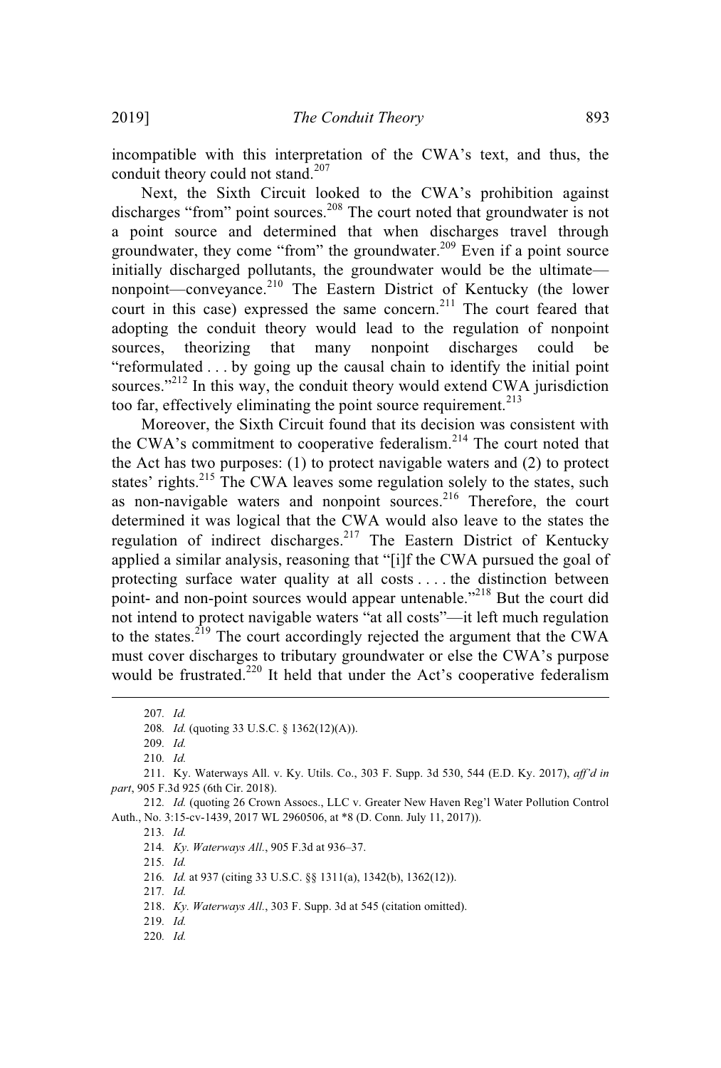incompatible with this interpretation of the CWA's text, and thus, the conduit theory could not stand.[207]

Next, the Sixth Circuit looked to the CWA's prohibition against discharges "from" point sources.[208] The court noted that groundwater is not a point source and determined that when discharges travel through groundwater, they come "from" the groundwater.[209] Even if a point source initially discharged pollutants, the groundwater would be the ultimate—nonpoint—conveyance.[210] The Eastern District of Kentucky (the lower court in this case) expressed the same concern.[211] The court feared that adopting the conduit theory would lead to the regulation of nonpoint sources, theorizing that many nonpoint discharges could be "reformulated . . . by going up the causal chain to identify the initial point sources."[212] In this way, the conduit theory would extend CWA jurisdiction too far, effectively eliminating the point source requirement.[213]

Moreover, the Sixth Circuit found that its decision was consistent with the CWA's commitment to cooperative federalism.[214] The court noted that the Act has two purposes: (1) to protect navigable waters and (2) to protect states' rights.[215] The CWA leaves some regulation solely to the states, such as non-navigable waters and nonpoint sources.[216] Therefore, the court determined it was logical that the CWA would also leave to the states the regulation of indirect discharges.[217] The Eastern District of Kentucky applied a similar analysis, reasoning that "[i]f the CWA pursued the goal of protecting surface water quality at all costs . . . . the distinction between point- and non-point sources would appear untenable."[218] But the court did not intend to protect navigable waters "at all costs"—it left much regulation to the states.[219] The court accordingly rejected the argument that the CWA must cover discharges to tributary groundwater or else the CWA's purpose would be frustrated.[220] It held that under the Act's cooperative federalism

---

207. *Id.*

208. *Id.* (quoting 33 U.S.C. § 1362(12)(A)).

209. *Id.*

210. *Id.*

211. Ky. Waterways All. v. Ky. Utils. Co., 303 F. Supp. 3d 530, 544 (E.D. Ky. 2017), *aff'd in part*, 905 F.3d 925 (6th Cir. 2018).

212. *Id.* (quoting 26 Crown Assocs., LLC v. Greater New Haven Reg'l Water Pollution Control Auth., No. 3:15-cv-1439, 2017 WL 2960506, at *8 (D. Conn. July 11, 2017)).

213. *Id.*

214. *Ky. Waterways All.*, 905 F.3d at 936–37.

215. *Id.*

216. *Id.* at 937 (citing 33 U.S.C. §§ 1311(a), 1342(b), 1362(12)).

217. *Id.*

218. *Ky. Waterways All.*, 303 F. Supp. 3d at 545 (citation omitted).

219. *Id.*

220. *Id.*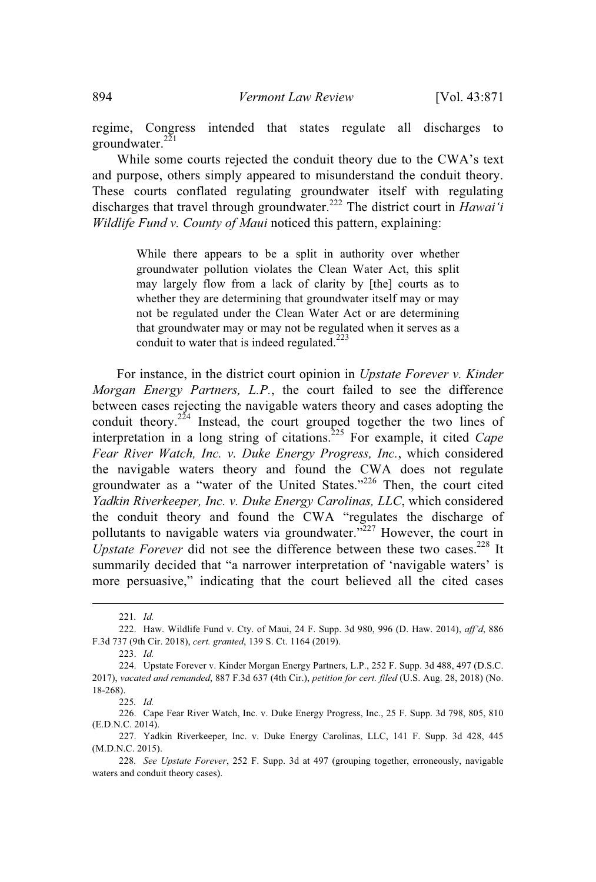regime, Congress intended that states regulate all discharges to groundwater.[221]

While some courts rejected the conduit theory due to the CWA's text and purpose, others simply appeared to misunderstand the conduit theory. These courts conflated regulating groundwater itself with regulating discharges that travel through groundwater.[222] The district court in *Hawai'i Wildlife Fund v. County of Maui* noticed this pattern, explaining:

> While there appears to be a split in authority over whether groundwater pollution violates the Clean Water Act, this split may largely flow from a lack of clarity by [the] courts as to whether they are determining that groundwater itself may or may not be regulated under the Clean Water Act or are determining that groundwater may or may not be regulated when it serves as a conduit to water that is indeed regulated.[223]

For instance, in the district court opinion in *Upstate Forever v. Kinder Morgan Energy Partners, L.P.*, the court failed to see the difference between cases rejecting the navigable waters theory and cases adopting the conduit theory.[224] Instead, the court grouped together the two lines of interpretation in a long string of citations.[225] For example, it cited *Cape Fear River Watch, Inc. v. Duke Energy Progress, Inc.*, which considered the navigable waters theory and found the CWA does not regulate groundwater as a "water of the United States."[226] Then, the court cited *Yadkin Riverkeeper, Inc. v. Duke Energy Carolinas, LLC*, which considered the conduit theory and found the CWA "regulates the discharge of pollutants to navigable waters via groundwater."[227] However, the court in *Upstate Forever* did not see the difference between these two cases.[228] It summarily decided that "a narrower interpretation of 'navigable waters' is more persuasive," indicating that the court believed all the cited cases

---

221. *Id.*

222. Haw. Wildlife Fund v. Cty. of Maui, 24 F. Supp. 3d 980, 996 (D. Haw. 2014), *aff'd*, 886 F.3d 737 (9th Cir. 2018), *cert. granted*, 139 S. Ct. 1164 (2019).

223. *Id.*

224. Upstate Forever v. Kinder Morgan Energy Partners, L.P., 252 F. Supp. 3d 488, 497 (D.S.C. 2017), *vacated and remanded*, 887 F.3d 637 (4th Cir.), *petition for cert. filed* (U.S. Aug. 28, 2018) (No. 18-268).

225. *Id.*

226. Cape Fear River Watch, Inc. v. Duke Energy Progress, Inc., 25 F. Supp. 3d 798, 805, 810 (E.D.N.C. 2014).

227. Yadkin Riverkeeper, Inc. v. Duke Energy Carolinas, LLC, 141 F. Supp. 3d 428, 445 (M.D.N.C. 2015).

228. *See Upstate Forever*, 252 F. Supp. 3d at 497 (grouping together, erroneously, navigable waters and conduit theory cases).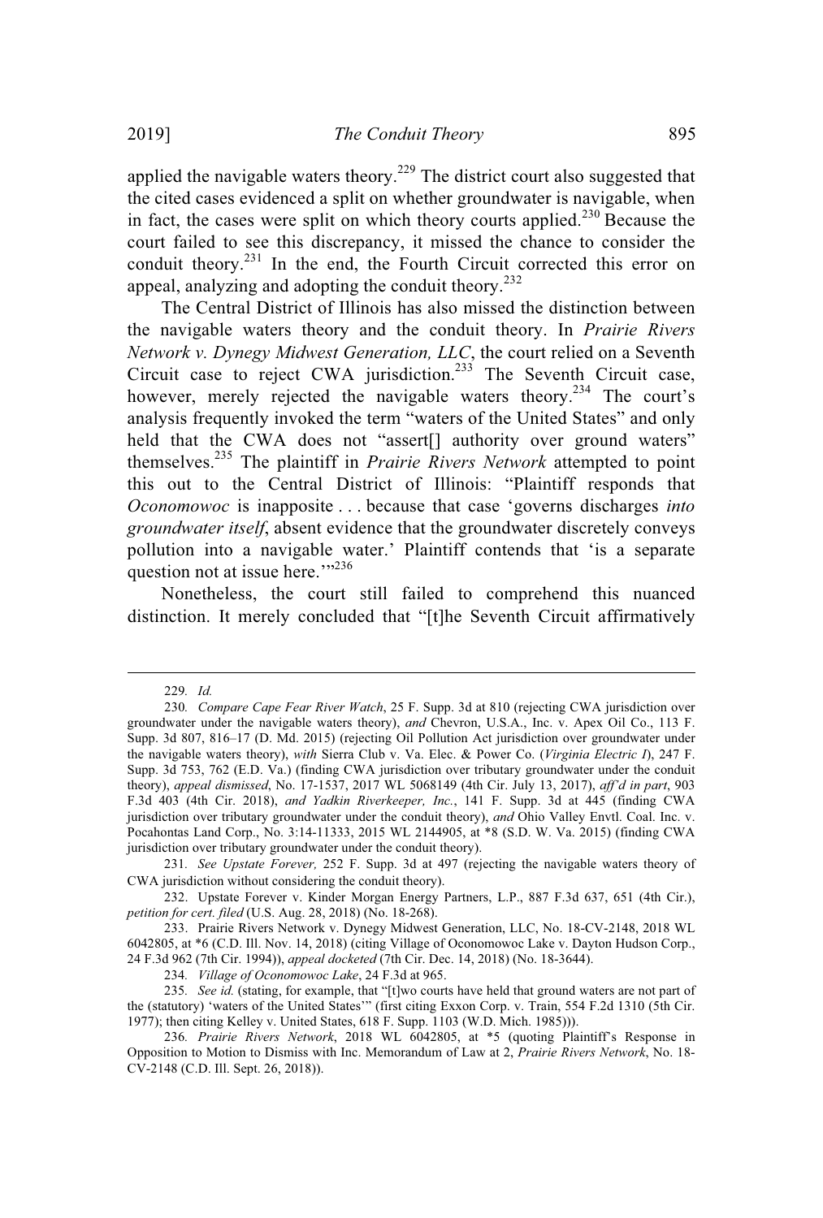applied the navigable waters theory.[229] The district court also suggested that the cited cases evidenced a split on whether groundwater is navigable, when in fact, the cases were split on which theory courts applied.[230] Because the court failed to see this discrepancy, it missed the chance to consider the conduit theory.[231] In the end, the Fourth Circuit corrected this error on appeal, analyzing and adopting the conduit theory.[232]

The Central District of Illinois has also missed the distinction between the navigable waters theory and the conduit theory. In *Prairie Rivers Network v. Dynegy Midwest Generation, LLC*, the court relied on a Seventh Circuit case to reject CWA jurisdiction.[233] The Seventh Circuit case, however, merely rejected the navigable waters theory.[234] The court's analysis frequently invoked the term "waters of the United States" and only held that the CWA does not "assert[] authority over ground waters" themselves.[235] The plaintiff in *Prairie Rivers Network* attempted to point this out to the Central District of Illinois: "Plaintiff responds that *Oconomowoc* is inapposite . . . because that case 'governs discharges *into groundwater itself*, absent evidence that the groundwater discretely conveys pollution into a navigable water.' Plaintiff contends that 'is a separate question not at issue here.'"[236]

Nonetheless, the court still failed to comprehend this nuanced distinction. It merely concluded that "[t]he Seventh Circuit affirmatively

---

229. *Id.*

230. *Compare Cape Fear River Watch*, 25 F. Supp. 3d at 810 (rejecting CWA jurisdiction over groundwater under the navigable waters theory), *and* Chevron, U.S.A., Inc. v. Apex Oil Co., 113 F. Supp. 3d 807, 816–17 (D. Md. 2015) (rejecting Oil Pollution Act jurisdiction over groundwater under the navigable waters theory), *with* Sierra Club v. Va. Elec. & Power Co. (*Virginia Electric I*), 247 F. Supp. 3d 753, 762 (E.D. Va.) (finding CWA jurisdiction over tributary groundwater under the conduit theory), *appeal dismissed*, No. 17-1537, 2017 WL 5068149 (4th Cir. July 13, 2017), *aff'd in part*, 903 F.3d 403 (4th Cir. 2018), *and Yadkin Riverkeeper, Inc.*, 141 F. Supp. 3d at 445 (finding CWA jurisdiction over tributary groundwater under the conduit theory), *and* Ohio Valley Envtl. Coal. Inc. v. Pocahontas Land Corp., No. 3:14-11333, 2015 WL 2144905, at *8 (S.D. W. Va. 2015) (finding CWA jurisdiction over tributary groundwater under the conduit theory).

231. *See Upstate Forever,* 252 F. Supp. 3d at 497 (rejecting the navigable waters theory of CWA jurisdiction without considering the conduit theory).

232. Upstate Forever v. Kinder Morgan Energy Partners, L.P., 887 F.3d 637, 651 (4th Cir.), *petition for cert. filed* (U.S. Aug. 28, 2018) (No. 18-268).

233. Prairie Rivers Network v. Dynegy Midwest Generation, LLC, No. 18-CV-2148, 2018 WL 6042805, at *6 (C.D. Ill. Nov. 14, 2018) (citing Village of Oconomowoc Lake v. Dayton Hudson Corp., 24 F.3d 962 (7th Cir. 1994)), *appeal docketed* (7th Cir. Dec. 14, 2018) (No. 18-3644).

234. *Village of Oconomowoc Lake*, 24 F.3d at 965.

235. *See id.* (stating, for example, that "[t]wo courts have held that ground waters are not part of the (statutory) 'waters of the United States'" (first citing Exxon Corp. v. Train, 554 F.2d 1310 (5th Cir. 1977); then citing Kelley v. United States, 618 F. Supp. 1103 (W.D. Mich. 1985))).

236. *Prairie Rivers Network*, 2018 WL 6042805, at *5 (quoting Plaintiff's Response in Opposition to Motion to Dismiss with Inc. Memorandum of Law at 2, *Prairie Rivers Network*, No. 18-CV-2148 (C.D. Ill. Sept. 26, 2018)).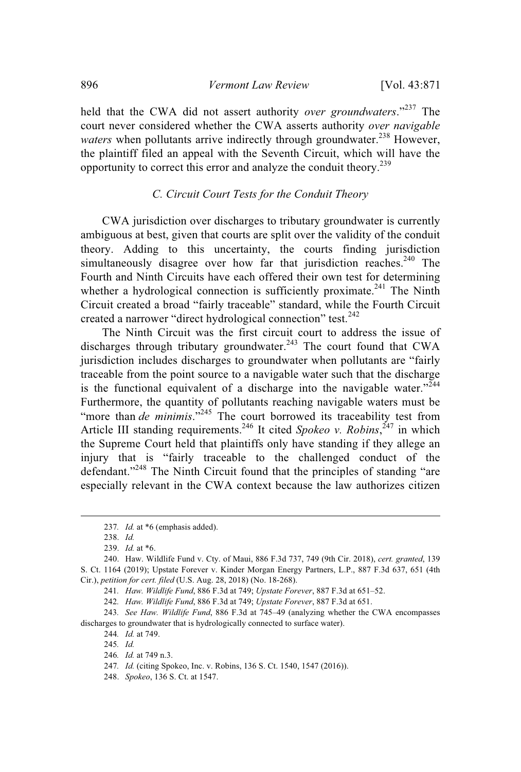held that the CWA did not assert authority *over groundwaters*."[237] The court never considered whether the CWA asserts authority *over navigable waters* when pollutants arrive indirectly through groundwater.[238] However, the plaintiff filed an appeal with the Seventh Circuit, which will have the opportunity to correct this error and analyze the conduit theory.[239]

### *C. Circuit Court Tests for the Conduit Theory*

CWA jurisdiction over discharges to tributary groundwater is currently ambiguous at best, given that courts are split over the validity of the conduit theory. Adding to this uncertainty, the courts finding jurisdiction simultaneously disagree over how far that jurisdiction reaches.[240] The Fourth and Ninth Circuits have each offered their own test for determining whether a hydrological connection is sufficiently proximate.[241] The Ninth Circuit created a broad "fairly traceable" standard, while the Fourth Circuit created a narrower "direct hydrological connection" test.[242]

The Ninth Circuit was the first circuit court to address the issue of discharges through tributary groundwater.[243] The court found that CWA jurisdiction includes discharges to groundwater when pollutants are "fairly traceable from the point source to a navigable water such that the discharge is the functional equivalent of a discharge into the navigable water."[244] Furthermore, the quantity of pollutants reaching navigable waters must be "more than *de minimis*."[245] The court borrowed its traceability test from Article III standing requirements.[246] It cited *Spokeo v. Robins*,[247] in which the Supreme Court held that plaintiffs only have standing if they allege an injury that is "fairly traceable to the challenged conduct of the defendant."[248] The Ninth Circuit found that the principles of standing "are especially relevant in the CWA context because the law authorizes citizen

---

237. *Id.* at *6 (emphasis added).

238. *Id.*

239. *Id.* at *6.

240. Haw. Wildlife Fund v. Cty. of Maui, 886 F.3d 737, 749 (9th Cir. 2018), *cert. granted*, 139 S. Ct. 1164 (2019); Upstate Forever v. Kinder Morgan Energy Partners, L.P., 887 F.3d 637, 651 (4th Cir.), *petition for cert. filed* (U.S. Aug. 28, 2018) (No. 18-268).

241. *Haw. Wildlife Fund*, 886 F.3d at 749; *Upstate Forever*, 887 F.3d at 651–52.

242. *Haw. Wildlife Fund*, 886 F.3d at 749; *Upstate Forever*, 887 F.3d at 651.

243. *See Haw. Wildlife Fund*, 886 F.3d at 745–49 (analyzing whether the CWA encompasses discharges to groundwater that is hydrologically connected to surface water).

244. *Id.* at 749.

245. *Id.*

246. *Id.* at 749 n.3.

247. *Id.* (citing Spokeo, Inc. v. Robins, 136 S. Ct. 1540, 1547 (2016)).

248. *Spokeo*, 136 S. Ct. at 1547.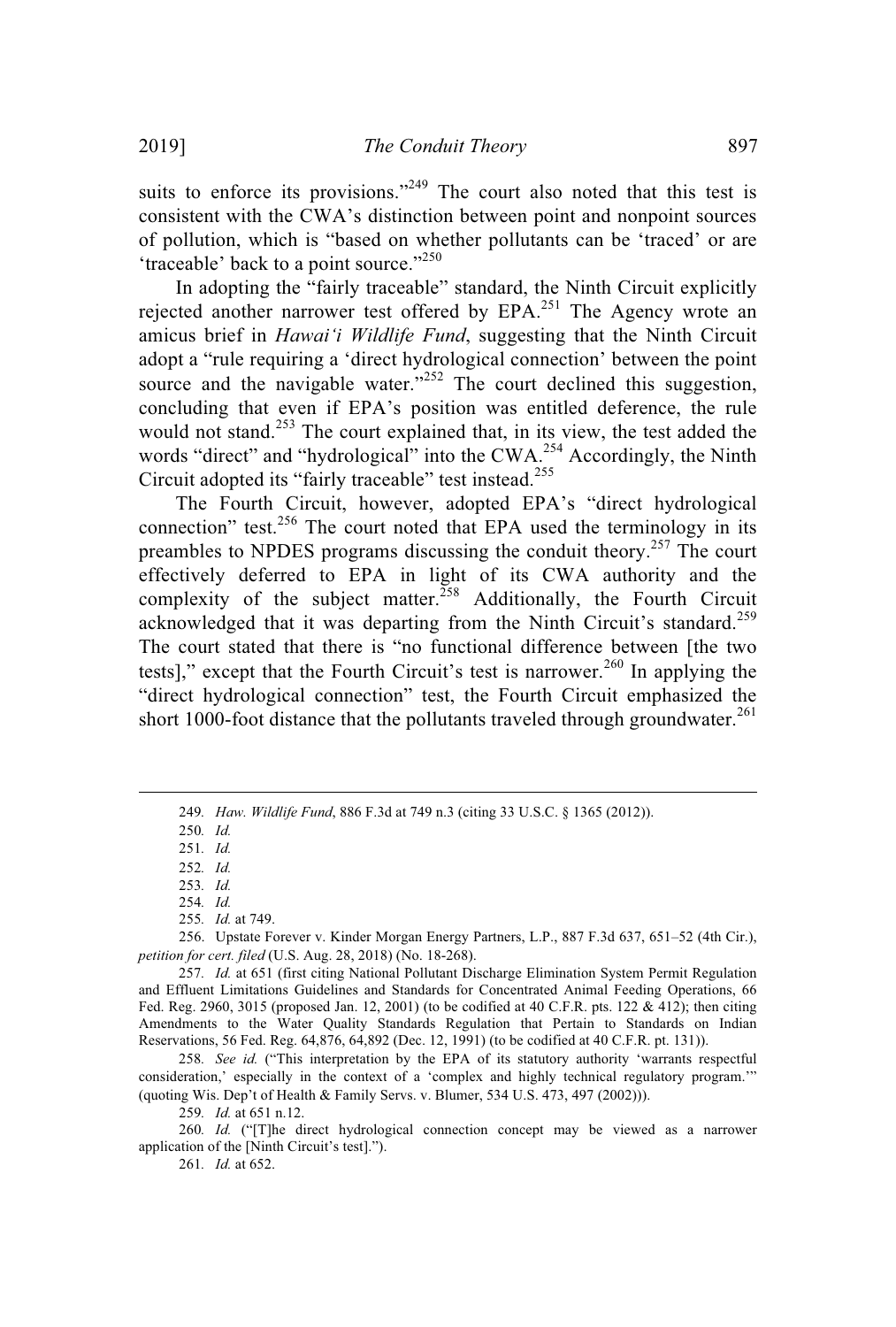suits to enforce its provisions."[249] The court also noted that this test is consistent with the CWA's distinction between point and nonpoint sources of pollution, which is "based on whether pollutants can be 'traced' or are 'traceable' back to a point source."[250]

In adopting the "fairly traceable" standard, the Ninth Circuit explicitly rejected another narrower test offered by EPA.[251] The Agency wrote an amicus brief in *Hawai'i Wildlife Fund*, suggesting that the Ninth Circuit adopt a "rule requiring a 'direct hydrological connection' between the point source and the navigable water."[252] The court declined this suggestion, concluding that even if EPA's position was entitled deference, the rule would not stand.[253] The court explained that, in its view, the test added the words "direct" and "hydrological" into the CWA.[254] Accordingly, the Ninth Circuit adopted its "fairly traceable" test instead.[255]

The Fourth Circuit, however, adopted EPA's "direct hydrological connection" test.[256] The court noted that EPA used the terminology in its preambles to NPDES programs discussing the conduit theory.[257] The court effectively deferred to EPA in light of its CWA authority and the complexity of the subject matter.[258] Additionally, the Fourth Circuit acknowledged that it was departing from the Ninth Circuit's standard.[259] The court stated that there is "no functional difference between [the two tests]," except that the Fourth Circuit's test is narrower.[260] In applying the "direct hydrological connection" test, the Fourth Circuit emphasized the short 1000-foot distance that the pollutants traveled through groundwater.[261]

---

249. *Haw. Wildlife Fund*, 886 F.3d at 749 n.3 (citing 33 U.S.C. § 1365 (2012)).

250. *Id.*

251. *Id.*

252. *Id.*

253. *Id.*

254. *Id.*

255. *Id.* at 749.

256. Upstate Forever v. Kinder Morgan Energy Partners, L.P., 887 F.3d 637, 651–52 (4th Cir.), *petition for cert. filed* (U.S. Aug. 28, 2018) (No. 18-268).

257. *Id.* at 651 (first citing National Pollutant Discharge Elimination System Permit Regulation and Effluent Limitations Guidelines and Standards for Concentrated Animal Feeding Operations, 66 Fed. Reg. 2960, 3015 (proposed Jan. 12, 2001) (to be codified at 40 C.F.R. pts. 122 & 412); then citing Amendments to the Water Quality Standards Regulation that Pertain to Standards on Indian Reservations, 56 Fed. Reg. 64,876, 64,892 (Dec. 12, 1991) (to be codified at 40 C.F.R. pt. 131)).

258. *See id.* ("This interpretation by the EPA of its statutory authority 'warrants respectful consideration,' especially in the context of a 'complex and highly technical regulatory program.'" (quoting Wis. Dep't of Health & Family Servs. v. Blumer, 534 U.S. 473, 497 (2002))).

259. *Id.* at 651 n.12.

260. *Id.* ("[T]he direct hydrological connection concept may be viewed as a narrower application of the [Ninth Circuit's test].").

261. *Id.* at 652.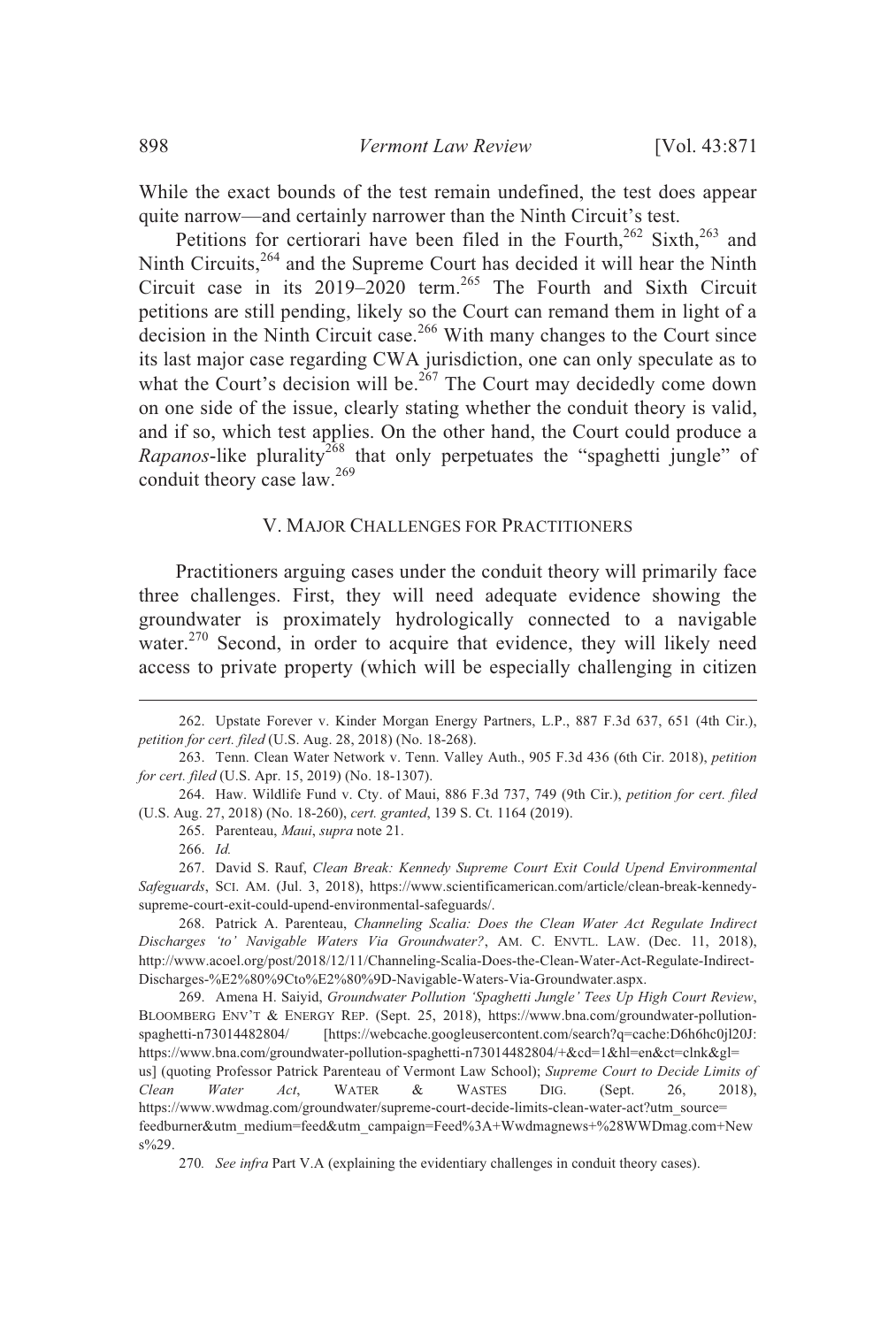While the exact bounds of the test remain undefined, the test does appear quite narrow—and certainly narrower than the Ninth Circuit's test.

Petitions for certiorari have been filed in the Fourth,[262] Sixth,[263] and Ninth Circuits,[264] and the Supreme Court has decided it will hear the Ninth Circuit case in its 2019–2020 term.[265] The Fourth and Sixth Circuit petitions are still pending, likely so the Court can remand them in light of a decision in the Ninth Circuit case.[266] With many changes to the Court since its last major case regarding CWA jurisdiction, one can only speculate as to what the Court's decision will be.[267] The Court may decidedly come down on one side of the issue, clearly stating whether the conduit theory is valid, and if so, which test applies. On the other hand, the Court could produce a *Rapanos*-like plurality[268] that only perpetuates the "spaghetti jungle" of conduit theory case law.[269]

## V. MAJOR CHALLENGES FOR PRACTITIONERS

Practitioners arguing cases under the conduit theory will primarily face three challenges. First, they will need adequate evidence showing the groundwater is proximately hydrologically connected to a navigable water.[270] Second, in order to acquire that evidence, they will likely need access to private property (which will be especially challenging in citizen

---

262. Upstate Forever v. Kinder Morgan Energy Partners, L.P., 887 F.3d 637, 651 (4th Cir.), *petition for cert. filed* (U.S. Aug. 28, 2018) (No. 18-268).

263. Tenn. Clean Water Network v. Tenn. Valley Auth., 905 F.3d 436 (6th Cir. 2018), *petition for cert. filed* (U.S. Apr. 15, 2019) (No. 18-1307).

264. Haw. Wildlife Fund v. Cty. of Maui, 886 F.3d 737, 749 (9th Cir.), *petition for cert. filed* (U.S. Aug. 27, 2018) (No. 18-260), *cert. granted*, 139 S. Ct. 1164 (2019).

265. Parenteau, *Maui*, *supra* note 21.

266. *Id.*

267. David S. Rauf, *Clean Break: Kennedy Supreme Court Exit Could Upend Environmental Safeguards*, SCI. AM. (Jul. 3, 2018), https://www.scientificamerican.com/article/clean-break-kennedy-supreme-court-exit-could-upend-environmental-safeguards/.

268. Patrick A. Parenteau, *Channeling Scalia: Does the Clean Water Act Regulate Indirect Discharges 'to' Navigable Waters Via Groundwater?*, AM. C. ENVTL. LAW. (Dec. 11, 2018), http://www.acoel.org/post/2018/12/11/Channeling-Scalia-Does-the-Clean-Water-Act-Regulate-Indirect-Discharges-%E2%80%9Cto%E2%80%9D-Navigable-Waters-Via-Groundwater.aspx.

269. Amena H. Saiyid, *Groundwater Pollution 'Spaghetti Jungle' Tees Up High Court Review*, BLOOMBERG ENV'T & ENERGY REP. (Sept. 25, 2018), https://www.bna.com/groundwater-pollution-spaghetti-n73014482804/ [https://webcache.googleusercontent.com/search?q=cache:D6h6hc0jl20J:https://www.bna.com/groundwater-pollution-spaghetti-n73014482804/+&cd=1&hl=en&ct=clnk&gl=us] (quoting Professor Patrick Parenteau of Vermont Law School); *Supreme Court to Decide Limits of Clean Water Act*, WATER & WASTES DIG. (Sept. 26, 2018), https://www.wwdmag.com/groundwater/supreme-court-decide-limits-clean-water-act?utm_source=feedburner&utm_medium=feed&utm_campaign=Feed%3A+Wwdmagnews+%28WWDmag.com+News%29.

270. *See infra* Part V.A (explaining the evidentiary challenges in conduit theory cases).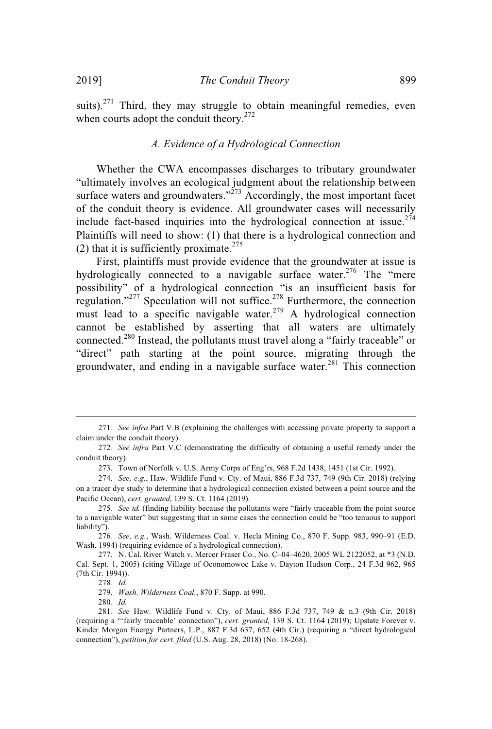suits).[271] Third, they may struggle to obtain meaningful remedies, even when courts adopt the conduit theory.[272]

### *A. Evidence of a Hydrological Connection*

Whether the CWA encompasses discharges to tributary groundwater "ultimately involves an ecological judgment about the relationship between surface waters and groundwaters."[273] Accordingly, the most important facet of the conduit theory is evidence. All groundwater cases will necessarily include fact-based inquiries into the hydrological connection at issue.[274] Plaintiffs will need to show: (1) that there is a hydrological connection and (2) that it is sufficiently proximate.[275]

First, plaintiffs must provide evidence that the groundwater at issue is hydrologically connected to a navigable surface water.[276] The "mere possibility" of a hydrological connection "is an insufficient basis for regulation."[277] Speculation will not suffice.[278] Furthermore, the connection must lead to a specific navigable water.[279] A hydrological connection cannot be established by asserting that all waters are ultimately connected.[280] Instead, the pollutants must travel along a "fairly traceable" or "direct" path starting at the point source, migrating through the groundwater, and ending in a navigable surface water.[281] This connection

---

271. *See infra* Part V.B (explaining the challenges with accessing private property to support a claim under the conduit theory).

272. *See infra* Part V.C (demonstrating the difficulty of obtaining a useful remedy under the conduit theory).

273. Town of Norfolk v. U.S. Army Corps of Eng'rs, 968 F.2d 1438, 1451 (1st Cir. 1992).

274. *See, e.g.*, Haw. Wildlife Fund v. Cty. of Maui, 886 F.3d 737, 749 (9th Cir. 2018) (relying on a tracer dye study to determine that a hydrological connection existed between a point source and the Pacific Ocean), *cert. granted*, 139 S. Ct. 1164 (2019).

275. *See id.* (finding liability because the pollutants were "fairly traceable from the point source to a navigable water" but suggesting that in some cases the connection could be "too tenuous to support liability").

276. *See, e.g.*, Wash. Wilderness Coal. v. Hecla Mining Co., 870 F. Supp. 983, 990–91 (E.D. Wash. 1994) (requiring evidence of a hydrological connection).

277. N. Cal. River Watch v. Mercer Fraser Co., No. C–04–4620, 2005 WL 2122052, at *3 (N.D. Cal. Sept. 1, 2005) (citing Village of Oconomowoc Lake v. Dayton Hudson Corp., 24 F.3d 962, 965 (7th Cir. 1994)).

278. *Id.*

279. *Wash. Wilderness Coal.*, 870 F. Supp. at 990.

280. *Id.*

281. *See* Haw. Wildlife Fund v. Cty. of Maui, 886 F.3d 737, 749 & n.3 (9th Cir. 2018) (requiring a "'fairly traceable' connection"), *cert. granted*, 139 S. Ct. 1164 (2019); Upstate Forever v. Kinder Morgan Energy Partners, L.P., 887 F.3d 637, 652 (4th Cir.) (requiring a "direct hydrological connection"), *petition for cert. filed* (U.S. Aug. 28, 2018) (No. 18-268).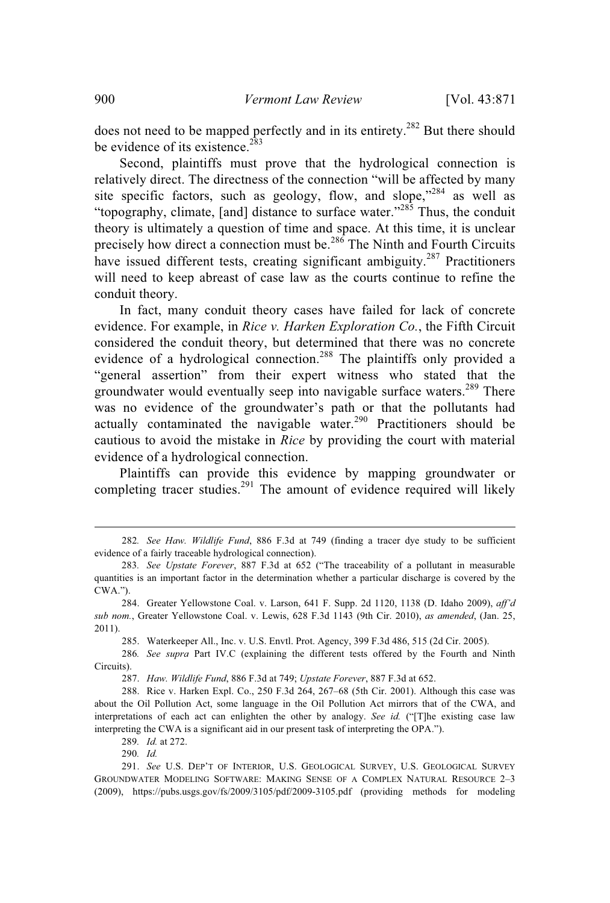does not need to be mapped perfectly and in its entirety.[282] But there should be evidence of its existence.[283]

Second, plaintiffs must prove that the hydrological connection is relatively direct. The directness of the connection "will be affected by many site specific factors, such as geology, flow, and slope,"[284] as well as "topography, climate, [and] distance to surface water."[285] Thus, the conduit theory is ultimately a question of time and space. At this time, it is unclear precisely how direct a connection must be.[286] The Ninth and Fourth Circuits have issued different tests, creating significant ambiguity.[287] Practitioners will need to keep abreast of case law as the courts continue to refine the conduit theory.

In fact, many conduit theory cases have failed for lack of concrete evidence. For example, in *Rice v. Harken Exploration Co.*, the Fifth Circuit considered the conduit theory, but determined that there was no concrete evidence of a hydrological connection.[288] The plaintiffs only provided a "general assertion" from their expert witness who stated that the groundwater would eventually seep into navigable surface waters.[289] There was no evidence of the groundwater's path or that the pollutants had actually contaminated the navigable water.[290] Practitioners should be cautious to avoid the mistake in *Rice* by providing the court with material evidence of a hydrological connection.

Plaintiffs can provide this evidence by mapping groundwater or completing tracer studies.[291] The amount of evidence required will likely

---

282. *See Haw. Wildlife Fund*, 886 F.3d at 749 (finding a tracer dye study to be sufficient evidence of a fairly traceable hydrological connection).

283. *See Upstate Forever*, 887 F.3d at 652 ("The traceability of a pollutant in measurable quantities is an important factor in the determination whether a particular discharge is covered by the CWA.").

284. Greater Yellowstone Coal. v. Larson, 641 F. Supp. 2d 1120, 1138 (D. Idaho 2009), *aff'd sub nom.*, Greater Yellowstone Coal. v. Lewis, 628 F.3d 1143 (9th Cir. 2010), *as amended*, (Jan. 25, 2011).

285. Waterkeeper All., Inc. v. U.S. Envtl. Prot. Agency, 399 F.3d 486, 515 (2d Cir. 2005).

286. *See supra* Part IV.C (explaining the different tests offered by the Fourth and Ninth Circuits).

287. *Haw. Wildlife Fund*, 886 F.3d at 749; *Upstate Forever*, 887 F.3d at 652.

288. Rice v. Harken Expl. Co., 250 F.3d 264, 267–68 (5th Cir. 2001). Although this case was about the Oil Pollution Act, some language in the Oil Pollution Act mirrors that of the CWA, and interpretations of each act can enlighten the other by analogy. *See id.* ("[T]he existing case law interpreting the CWA is a significant aid in our present task of interpreting the OPA.").

289. *Id.* at 272.

290. *Id.*

291. *See* U.S. DEP'T OF INTERIOR, U.S. GEOLOGICAL SURVEY, U.S. GEOLOGICAL SURVEY GROUNDWATER MODELING SOFTWARE: MAKING SENSE OF A COMPLEX NATURAL RESOURCE 2–3 (2009), https://pubs.usgs.gov/fs/2009/3105/pdf/2009-3105.pdf (providing methods for modeling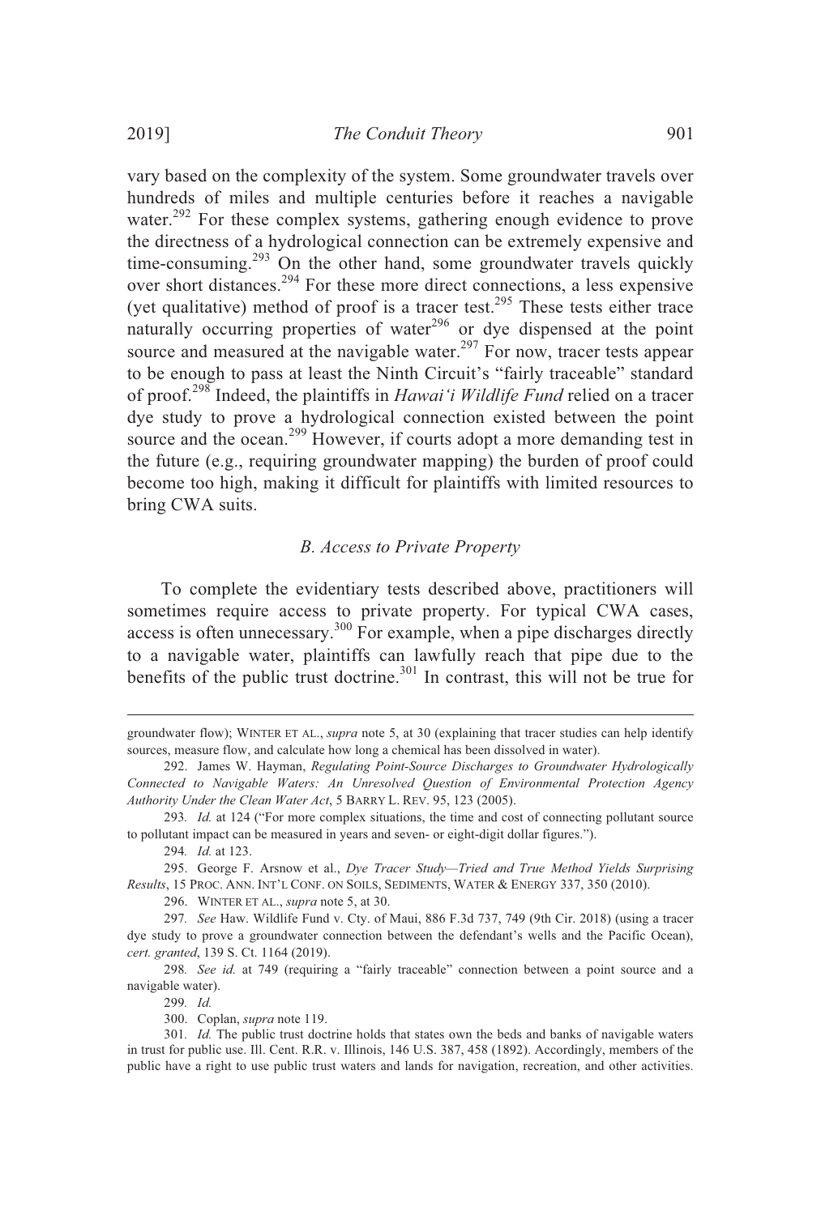vary based on the complexity of the system. Some groundwater travels over hundreds of miles and multiple centuries before it reaches a navigable water.[292] For these complex systems, gathering enough evidence to prove the directness of a hydrological connection can be extremely expensive and time-consuming.[293] On the other hand, some groundwater travels quickly over short distances.[294] For these more direct connections, a less expensive (yet qualitative) method of proof is a tracer test.[295] These tests either trace naturally occurring properties of water[296] or dye dispensed at the point source and measured at the navigable water.[297] For now, tracer tests appear to be enough to pass at least the Ninth Circuit's "fairly traceable" standard of proof.[298] Indeed, the plaintiffs in *Hawai'i Wildlife Fund* relied on a tracer dye study to prove a hydrological connection existed between the point source and the ocean.[299] However, if courts adopt a more demanding test in the future (e.g., requiring groundwater mapping) the burden of proof could become too high, making it difficult for plaintiffs with limited resources to bring CWA suits.

### *B. Access to Private Property*

To complete the evidentiary tests described above, practitioners will sometimes require access to private property. For typical CWA cases, access is often unnecessary.[300] For example, when a pipe discharges directly to a navigable water, plaintiffs can lawfully reach that pipe due to the benefits of the public trust doctrine.[301] In contrast, this will not be true for

---

groundwater flow); WINTER ET AL., *supra* note 5, at 30 (explaining that tracer studies can help identify sources, measure flow, and calculate how long a chemical has been dissolved in water).

292. James W. Hayman, *Regulating Point-Source Discharges to Groundwater Hydrologically Connected to Navigable Waters: An Unresolved Question of Environmental Protection Agency Authority Under the Clean Water Act*, 5 BARRY L. REV. 95, 123 (2005).

293. *Id.* at 124 ("For more complex situations, the time and cost of connecting pollutant source to pollutant impact can be measured in years and seven- or eight-digit dollar figures.").

294. *Id.* at 123.

295. George F. Arsnow et al., *Dye Tracer Study—Tried and True Method Yields Surprising Results*, 15 PROC. ANN. INT'L CONF. ON SOILS, SEDIMENTS, WATER & ENERGY 337, 350 (2010).

296. WINTER ET AL., *supra* note 5, at 30.

297. *See* Haw. Wildlife Fund v. Cty. of Maui, 886 F.3d 737, 749 (9th Cir. 2018) (using a tracer dye study to prove a groundwater connection between the defendant's wells and the Pacific Ocean), *cert. granted*, 139 S. Ct. 1164 (2019).

298. *See id.* at 749 (requiring a "fairly traceable" connection between a point source and a navigable water).

299. *Id.*

300. Coplan, *supra* note 119.

301. *Id.* The public trust doctrine holds that states own the beds and banks of navigable waters in trust for public use. Ill. Cent. R.R. v. Illinois, 146 U.S. 387, 458 (1892). Accordingly, members of the public have a right to use public trust waters and lands for navigation, recreation, and other activities.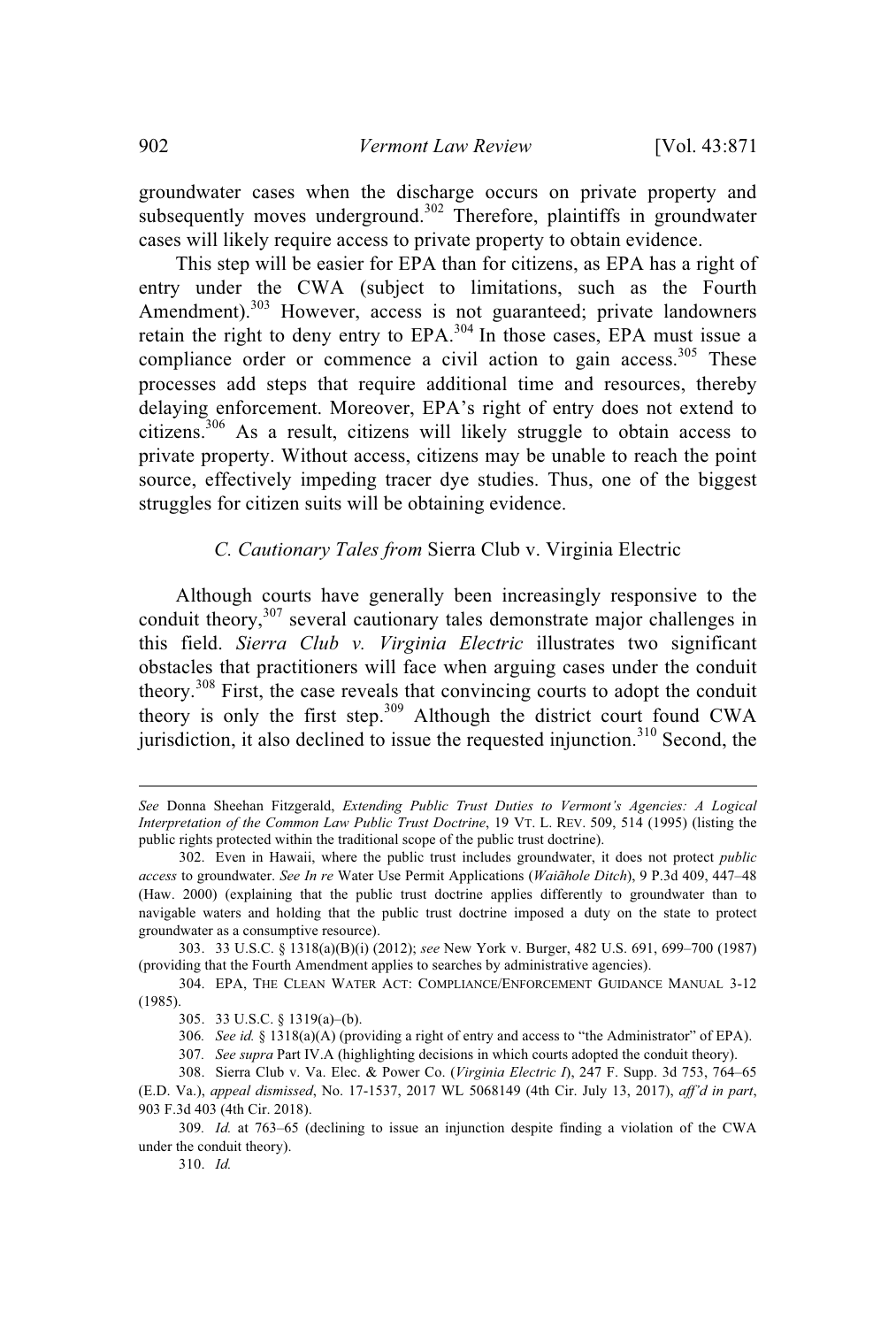groundwater cases when the discharge occurs on private property and subsequently moves underground.[302] Therefore, plaintiffs in groundwater cases will likely require access to private property to obtain evidence.

This step will be easier for EPA than for citizens, as EPA has a right of entry under the CWA (subject to limitations, such as the Fourth Amendment).[303] However, access is not guaranteed; private landowners retain the right to deny entry to EPA.[304] In those cases, EPA must issue a compliance order or commence a civil action to gain access.[305] These processes add steps that require additional time and resources, thereby delaying enforcement. Moreover, EPA's right of entry does not extend to citizens.[306] As a result, citizens will likely struggle to obtain access to private property. Without access, citizens may be unable to reach the point source, effectively impeding tracer dye studies. Thus, one of the biggest struggles for citizen suits will be obtaining evidence.

### *C. Cautionary Tales from* Sierra Club v. Virginia Electric

Although courts have generally been increasingly responsive to the conduit theory,[307] several cautionary tales demonstrate major challenges in this field. *Sierra Club v. Virginia Electric* illustrates two significant obstacles that practitioners will face when arguing cases under the conduit theory.[308] First, the case reveals that convincing courts to adopt the conduit theory is only the first step.[309] Although the district court found CWA jurisdiction, it also declined to issue the requested injunction.[310] Second, the

---

*See* Donna Sheehan Fitzgerald, *Extending Public Trust Duties to Vermont's Agencies: A Logical Interpretation of the Common Law Public Trust Doctrine*, 19 VT. L. REV. 509, 514 (1995) (listing the public rights protected within the traditional scope of the public trust doctrine).

302. Even in Hawaii, where the public trust includes groundwater, it does not protect *public access* to groundwater. *See In re* Water Use Permit Applications (*Waiāhole Ditch*), 9 P.3d 409, 447–48 (Haw. 2000) (explaining that the public trust doctrine applies differently to groundwater than to navigable waters and holding that the public trust doctrine imposed a duty on the state to protect groundwater as a consumptive resource).

303. 33 U.S.C. § 1318(a)(B)(i) (2012); *see* New York v. Burger, 482 U.S. 691, 699–700 (1987) (providing that the Fourth Amendment applies to searches by administrative agencies).

304. EPA, THE CLEAN WATER ACT: COMPLIANCE/ENFORCEMENT GUIDANCE MANUAL 3-12 (1985).

305. 33 U.S.C. § 1319(a)–(b).

306. *See id.* § 1318(a)(A) (providing a right of entry and access to "the Administrator" of EPA).

307. *See supra* Part IV.A (highlighting decisions in which courts adopted the conduit theory).

308. Sierra Club v. Va. Elec. & Power Co. (*Virginia Electric I*), 247 F. Supp. 3d 753, 764–65 (E.D. Va.), *appeal dismissed*, No. 17-1537, 2017 WL 5068149 (4th Cir. July 13, 2017), *aff'd in part*, 903 F.3d 403 (4th Cir. 2018).

309. *Id.* at 763–65 (declining to issue an injunction despite finding a violation of the CWA under the conduit theory).

310. *Id.*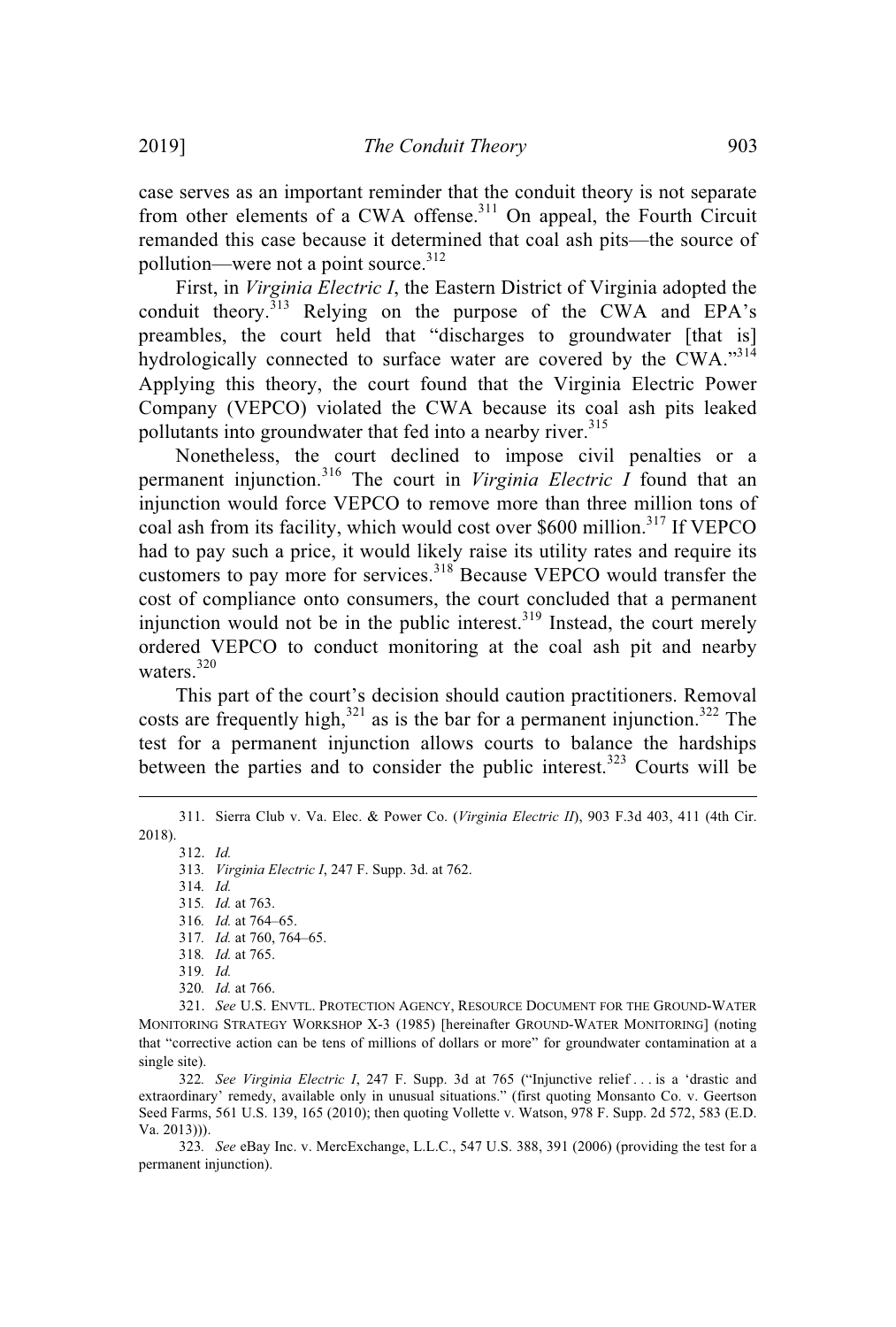case serves as an important reminder that the conduit theory is not separate from other elements of a CWA offense.[311] On appeal, the Fourth Circuit remanded this case because it determined that coal ash pits—the source of pollution—were not a point source.[312]

First, in *Virginia Electric I*, the Eastern District of Virginia adopted the conduit theory.[313] Relying on the purpose of the CWA and EPA's preambles, the court held that "discharges to groundwater [that is] hydrologically connected to surface water are covered by the CWA."[314] Applying this theory, the court found that the Virginia Electric Power Company (VEPCO) violated the CWA because its coal ash pits leaked pollutants into groundwater that fed into a nearby river.[315]

Nonetheless, the court declined to impose civil penalties or a permanent injunction.[316] The court in *Virginia Electric I* found that an injunction would force VEPCO to remove more than three million tons of coal ash from its facility, which would cost over $600 million.[317] If VEPCO had to pay such a price, it would likely raise its utility rates and require its customers to pay more for services.[318] Because VEPCO would transfer the cost of compliance onto consumers, the court concluded that a permanent injunction would not be in the public interest.[319] Instead, the court merely ordered VEPCO to conduct monitoring at the coal ash pit and nearby waters.[320]

This part of the court's decision should caution practitioners. Removal costs are frequently high,[321] as is the bar for a permanent injunction.[322] The test for a permanent injunction allows courts to balance the hardships between the parties and to consider the public interest.[323] Courts will be

---

311. Sierra Club v. Va. Elec. & Power Co. (*Virginia Electric II*), 903 F.3d 403, 411 (4th Cir. 2018).

312. *Id.*

313. *Virginia Electric I*, 247 F. Supp. 3d. at 762.

314. *Id.*

315. *Id.* at 763.

316. *Id.* at 764–65.

317. *Id.* at 760, 764–65.

318. *Id.* at 765.

319. *Id.*

320. *Id.* at 766.

321. *See* U.S. ENVTL. PROTECTION AGENCY, RESOURCE DOCUMENT FOR THE GROUND-WATER MONITORING STRATEGY WORKSHOP X-3 (1985) [hereinafter GROUND-WATER MONITORING] (noting that "corrective action can be tens of millions of dollars or more" for groundwater contamination at a single site).

322. *See Virginia Electric I*, 247 F. Supp. 3d at 765 ("Injunctive relief . . . is a 'drastic and extraordinary' remedy, available only in unusual situations." (first quoting Monsanto Co. v. Geertson Seed Farms, 561 U.S. 139, 165 (2010); then quoting Vollette v. Watson, 978 F. Supp. 2d 572, 583 (E.D. Va. 2013))).

323. *See* eBay Inc. v. MercExchange, L.L.C., 547 U.S. 388, 391 (2006) (providing the test for a permanent injunction).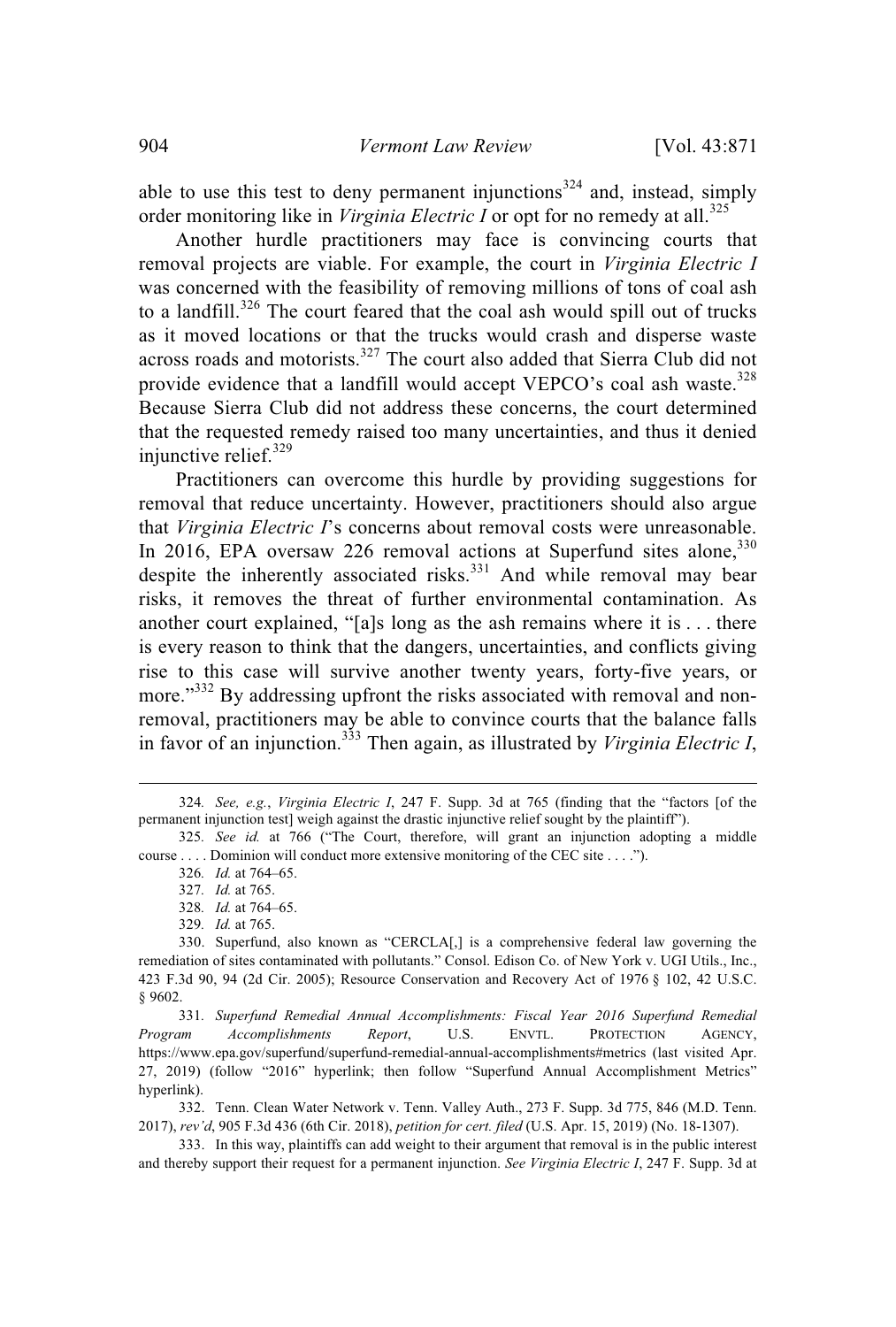able to use this test to deny permanent injunctions[324] and, instead, simply order monitoring like in *Virginia Electric I* or opt for no remedy at all.[325]

Another hurdle practitioners may face is convincing courts that removal projects are viable. For example, the court in *Virginia Electric I* was concerned with the feasibility of removing millions of tons of coal ash to a landfill.[326] The court feared that the coal ash would spill out of trucks as it moved locations or that the trucks would crash and disperse waste across roads and motorists.[327] The court also added that Sierra Club did not provide evidence that a landfill would accept VEPCO's coal ash waste.[328] Because Sierra Club did not address these concerns, the court determined that the requested remedy raised too many uncertainties, and thus it denied injunctive relief.[329]

Practitioners can overcome this hurdle by providing suggestions for removal that reduce uncertainty. However, practitioners should also argue that *Virginia Electric I*'s concerns about removal costs were unreasonable. In 2016, EPA oversaw 226 removal actions at Superfund sites alone,[330] despite the inherently associated risks.[331] And while removal may bear risks, it removes the threat of further environmental contamination. As another court explained, "[a]s long as the ash remains where it is . . . there is every reason to think that the dangers, uncertainties, and conflicts giving rise to this case will survive another twenty years, forty-five years, or more."[332] By addressing upfront the risks associated with removal and non-removal, practitioners may be able to convince courts that the balance falls in favor of an injunction.[333] Then again, as illustrated by *Virginia Electric I*,

---

324. *See, e.g.*, *Virginia Electric I*, 247 F. Supp. 3d at 765 (finding that the "factors [of the permanent injunction test] weigh against the drastic injunctive relief sought by the plaintiff").

325. *See id.* at 766 ("The Court, therefore, will grant an injunction adopting a middle course . . . . Dominion will conduct more extensive monitoring of the CEC site . . . .").

326. *Id.* at 764–65.

327. *Id.* at 765.

328. *Id.* at 764–65.

329. *Id.* at 765.

330. Superfund, also known as "CERCLA[,] is a comprehensive federal law governing the remediation of sites contaminated with pollutants." Consol. Edison Co. of New York v. UGI Utils., Inc., 423 F.3d 90, 94 (2d Cir. 2005); Resource Conservation and Recovery Act of 1976 § 102, 42 U.S.C. § 9602.

331. *Superfund Remedial Annual Accomplishments: Fiscal Year 2016 Superfund Remedial Program Accomplishments Report*, U.S. ENVTL. PROTECTION AGENCY, https://www.epa.gov/superfund/superfund-remedial-annual-accomplishments#metrics (last visited Apr. 27, 2019) (follow "2016" hyperlink; then follow "Superfund Annual Accomplishment Metrics" hyperlink).

332. Tenn. Clean Water Network v. Tenn. Valley Auth., 273 F. Supp. 3d 775, 846 (M.D. Tenn. 2017), *rev'd*, 905 F.3d 436 (6th Cir. 2018), *petition for cert. filed* (U.S. Apr. 15, 2019) (No. 18-1307).

333. In this way, plaintiffs can add weight to their argument that removal is in the public interest and thereby support their request for a permanent injunction. *See Virginia Electric I*, 247 F. Supp. 3d at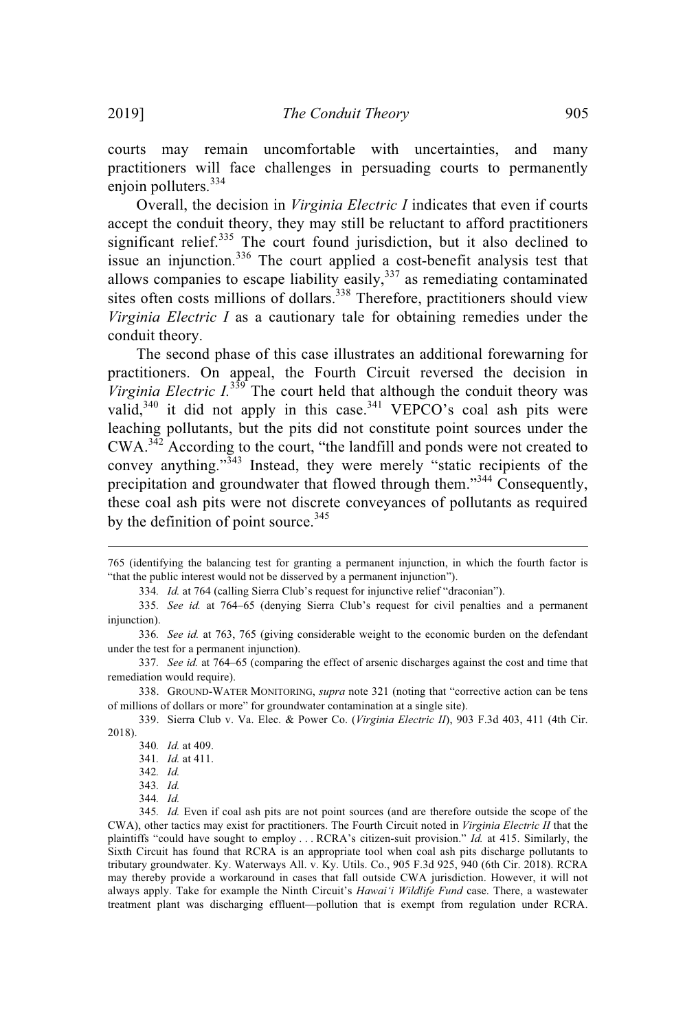courts may remain uncomfortable with uncertainties, and many practitioners will face challenges in persuading courts to permanently enjoin polluters.[334]

Overall, the decision in *Virginia Electric I* indicates that even if courts accept the conduit theory, they may still be reluctant to afford practitioners significant relief.[335] The court found jurisdiction, but it also declined to issue an injunction.[336] The court applied a cost-benefit analysis test that allows companies to escape liability easily,[337] as remediating contaminated sites often costs millions of dollars.[338] Therefore, practitioners should view *Virginia Electric I* as a cautionary tale for obtaining remedies under the conduit theory.

The second phase of this case illustrates an additional forewarning for practitioners. On appeal, the Fourth Circuit reversed the decision in *Virginia Electric I*.[339] The court held that although the conduit theory was valid,[340] it did not apply in this case.[341] VEPCO's coal ash pits were leaching pollutants, but the pits did not constitute point sources under the CWA.[342] According to the court, "the landfill and ponds were not created to convey anything."[343] Instead, they were merely "static recipients of the precipitation and groundwater that flowed through them."[344] Consequently, these coal ash pits were not discrete conveyances of pollutants as required by the definition of point source.[345]

---

765 (identifying the balancing test for granting a permanent injunction, in which the fourth factor is "that the public interest would not be disserved by a permanent injunction").

334. *Id.* at 764 (calling Sierra Club's request for injunctive relief "draconian").

335. *See id.* at 764–65 (denying Sierra Club's request for civil penalties and a permanent injunction).

336. *See id.* at 763, 765 (giving considerable weight to the economic burden on the defendant under the test for a permanent injunction).

337. *See id.* at 764–65 (comparing the effect of arsenic discharges against the cost and time that remediation would require).

338. GROUND-WATER MONITORING, *supra* note 321 (noting that "corrective action can be tens of millions of dollars or more" for groundwater contamination at a single site).

339. Sierra Club v. Va. Elec. & Power Co. (*Virginia Electric II*), 903 F.3d 403, 411 (4th Cir. 2018).

340. *Id.* at 409.

341. *Id.* at 411.

342. *Id.*

343. *Id.*

344. *Id.*

345. *Id.* Even if coal ash pits are not point sources (and are therefore outside the scope of the CWA), other tactics may exist for practitioners. The Fourth Circuit noted in *Virginia Electric II* that the plaintiffs "could have sought to employ . . . RCRA's citizen-suit provision." *Id.* at 415. Similarly, the Sixth Circuit has found that RCRA is an appropriate tool when coal ash pits discharge pollutants to tributary groundwater. Ky. Waterways All. v. Ky. Utils. Co., 905 F.3d 925, 940 (6th Cir. 2018). RCRA may thereby provide a workaround in cases that fall outside CWA jurisdiction. However, it will not always apply. Take for example the Ninth Circuit's *Hawai'i Wildlife Fund* case. There, a wastewater treatment plant was discharging effluent—pollution that is exempt from regulation under RCRA.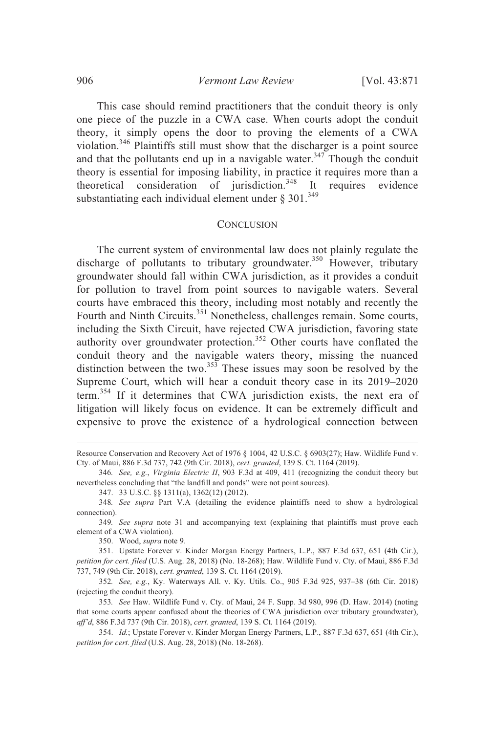This case should remind practitioners that the conduit theory is only one piece of the puzzle in a CWA case. When courts adopt the conduit theory, it simply opens the door to proving the elements of a CWA violation.[346] Plaintiffs still must show that the discharger is a point source and that the pollutants end up in a navigable water.[347] Though the conduit theory is essential for imposing liability, in practice it requires more than a theoretical consideration of jurisdiction.[348] It requires evidence substantiating each individual element under § 301.[349]

## CONCLUSION

The current system of environmental law does not plainly regulate the discharge of pollutants to tributary groundwater.[350] However, tributary groundwater should fall within CWA jurisdiction, as it provides a conduit for pollution to travel from point sources to navigable waters. Several courts have embraced this theory, including most notably and recently the Fourth and Ninth Circuits.[351] Nonetheless, challenges remain. Some courts, including the Sixth Circuit, have rejected CWA jurisdiction, favoring state authority over groundwater protection.[352] Other courts have conflated the conduit theory and the navigable waters theory, missing the nuanced distinction between the two.[353] These issues may soon be resolved by the Supreme Court, which will hear a conduit theory case in its 2019–2020 term.[354] If it determines that CWA jurisdiction exists, the next era of litigation will likely focus on evidence. It can be extremely difficult and expensive to prove the existence of a hydrological connection between

---

Resource Conservation and Recovery Act of 1976 § 1004, 42 U.S.C. § 6903(27); Haw. Wildlife Fund v. Cty. of Maui, 886 F.3d 737, 742 (9th Cir. 2018), *cert. granted*, 139 S. Ct. 1164 (2019).

346. *See, e.g.*, *Virginia Electric II*, 903 F.3d at 409, 411 (recognizing the conduit theory but nevertheless concluding that "the landfill and ponds" were not point sources).

347. 33 U.S.C. §§ 1311(a), 1362(12) (2012).

348. *See supra* Part V.A (detailing the evidence plaintiffs need to show a hydrological connection).

349. *See supra* note 31 and accompanying text (explaining that plaintiffs must prove each element of a CWA violation).

350. Wood, *supra* note 9.

351. Upstate Forever v. Kinder Morgan Energy Partners, L.P., 887 F.3d 637, 651 (4th Cir.), *petition for cert. filed* (U.S. Aug. 28, 2018) (No. 18-268); Haw. Wildlife Fund v. Cty. of Maui, 886 F.3d 737, 749 (9th Cir. 2018), *cert. granted*, 139 S. Ct. 1164 (2019).

352. *See, e.g.*, Ky. Waterways All. v. Ky. Utils. Co., 905 F.3d 925, 937–38 (6th Cir. 2018) (rejecting the conduit theory).

353. *See* Haw. Wildlife Fund v. Cty. of Maui, 24 F. Supp. 3d 980, 996 (D. Haw. 2014) (noting that some courts appear confused about the theories of CWA jurisdiction over tributary groundwater), *aff'd*, 886 F.3d 737 (9th Cir. 2018), *cert. granted*, 139 S. Ct. 1164 (2019).

354. *Id.*; Upstate Forever v. Kinder Morgan Energy Partners, L.P., 887 F.3d 637, 651 (4th Cir.), *petition for cert. filed* (U.S. Aug. 28, 2018) (No. 18-268).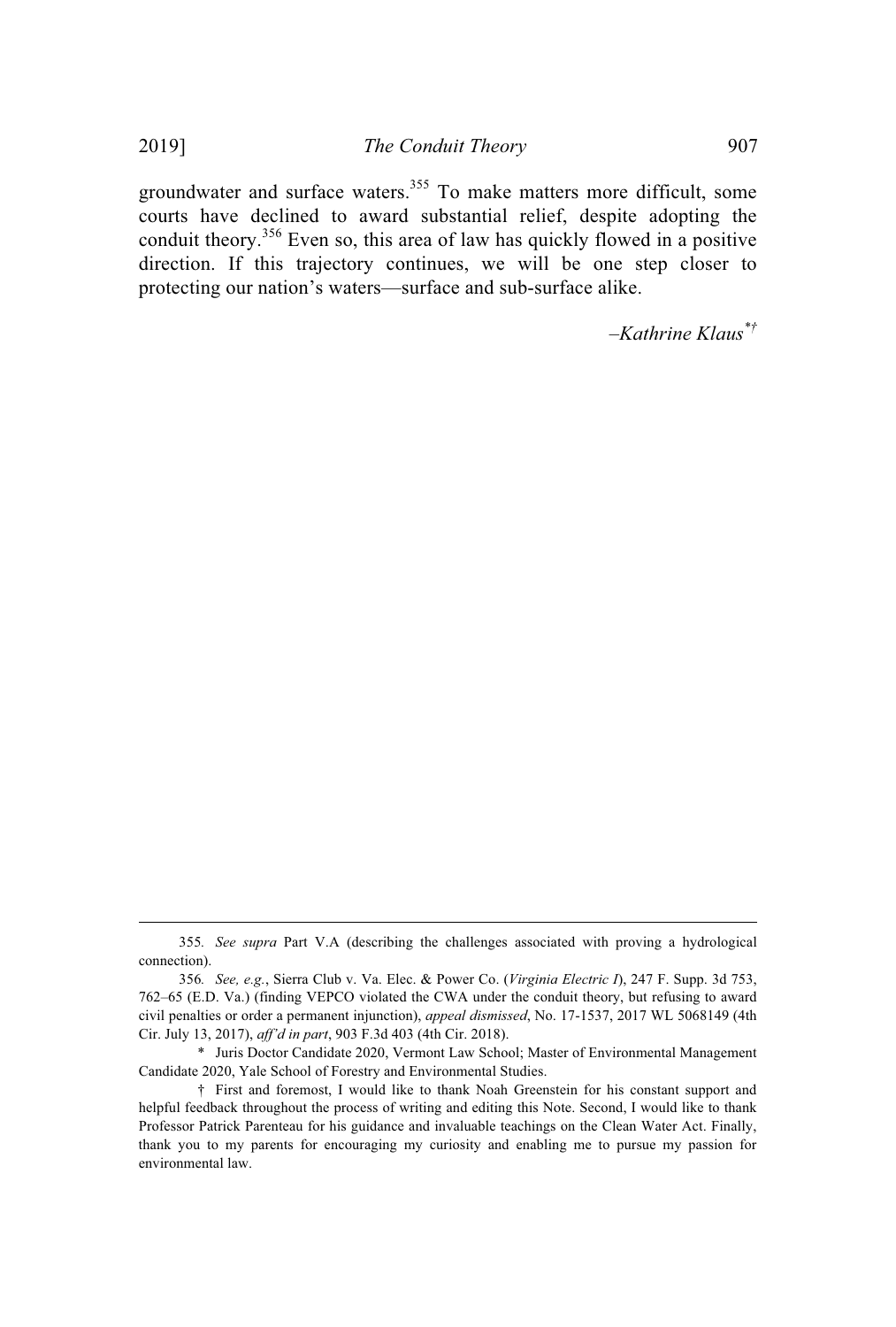groundwater and surface waters.[355] To make matters more difficult, some courts have declined to award substantial relief, despite adopting the conduit theory.[356] Even so, this area of law has quickly flowed in a positive direction. If this trajectory continues, we will be one step closer to protecting our nation's waters—surface and sub-surface alike.

*–Kathrine Klaus*[*†]

---

355. *See supra* Part V.A (describing the challenges associated with proving a hydrological connection).

356. *See, e.g.*, Sierra Club v. Va. Elec. & Power Co. (*Virginia Electric I*), 247 F. Supp. 3d 753, 762–65 (E.D. Va.) (finding VEPCO violated the CWA under the conduit theory, but refusing to award civil penalties or order a permanent injunction), *appeal dismissed*, No. 17-1537, 2017 WL 5068149 (4th Cir. July 13, 2017), *aff'd in part*, 903 F.3d 403 (4th Cir. 2018).

\* Juris Doctor Candidate 2020, Vermont Law School; Master of Environmental Management Candidate 2020, Yale School of Forestry and Environmental Studies.

† First and foremost, I would like to thank Noah Greenstein for his constant support and helpful feedback throughout the process of writing and editing this Note. Second, I would like to thank Professor Patrick Parenteau for his guidance and invaluable teachings on the Clean Water Act. Finally, thank you to my parents for encouraging my curiosity and enabling me to pursue my passion for environmental law.